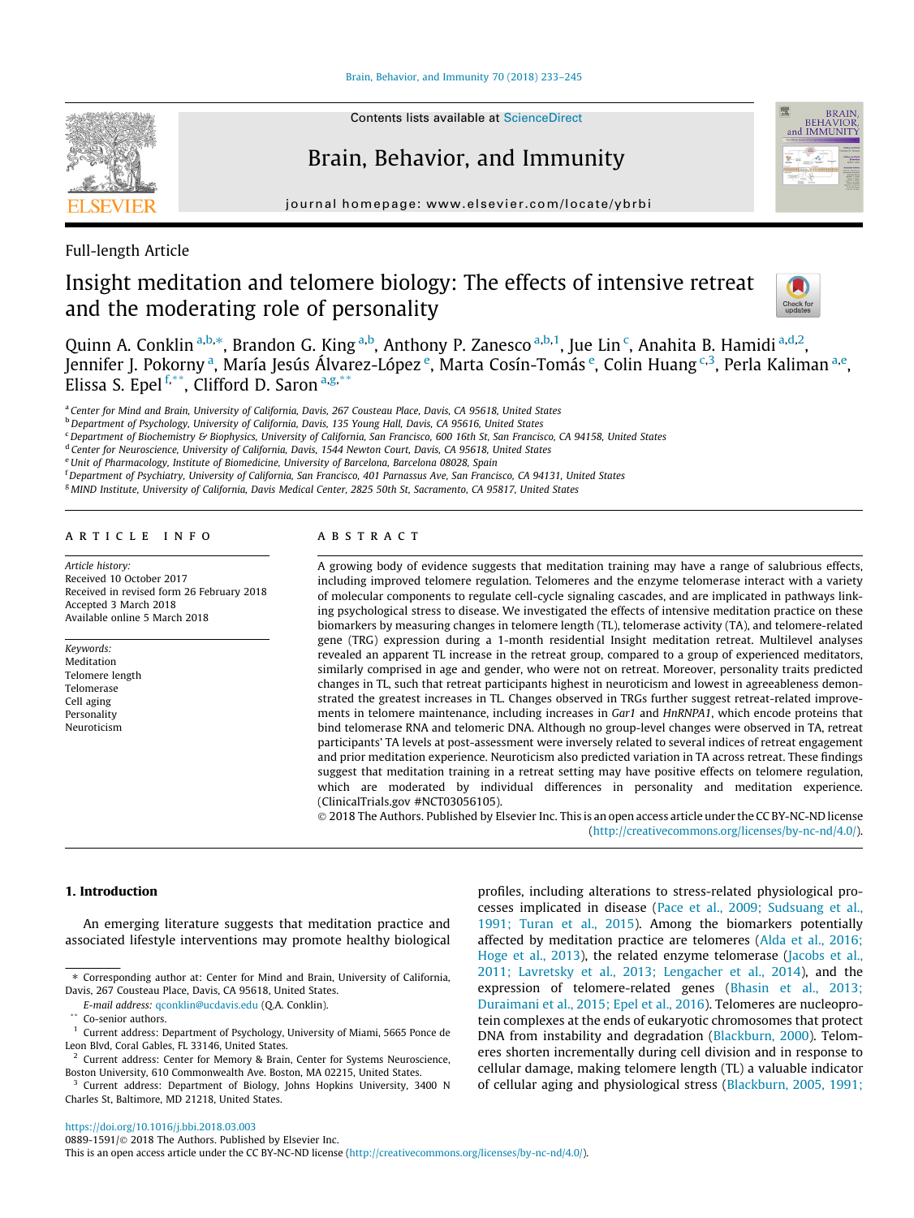Full-length Article

# Insight meditation and telomere biology: The effects of intensive retreat and the moderating role of personality

Quinn A. Conklin[a,b,*], Brandon G. King[a,b], Anthony P. Zanesco[a,b,1], Jue Lin[c], Anahita B. Hamidi[a,d,2], Jennifer J. Pokorny[a], María Jesús Álvarez-López[e], Marta Cosín-Tomás[e], Colin Huang[c,3], Perla Kaliman[a,e], Elissa S. Epel[f,**], Clifford D. Saron[a,g,**]

[a] Center for Mind and Brain, University of California, Davis, 267 Cousteau Place, Davis, CA 95618, United States
[b] Department of Psychology, University of California, Davis, 135 Young Hall, Davis, CA 95616, United States
[c] Department of Biochemistry & Biophysics, University of California, San Francisco, 600 16th St, San Francisco, CA 94158, United States
[d] Center for Neuroscience, University of California, Davis, 1544 Newton Court, Davis, CA 95618, United States
[e] Unit of Pharmacology, Institute of Biomedicine, University of Barcelona, Barcelona 08028, Spain
[f] Department of Psychiatry, University of California, San Francisco, 401 Parnassus Ave, San Francisco, CA 94131, United States
[g] MIND Institute, University of California, Davis Medical Center, 2825 50th St, Sacramento, CA 95817, United States

## ARTICLE INFO

*Article history:*
Received 10 October 2017
Received in revised form 26 February 2018
Accepted 3 March 2018
Available online 5 March 2018

*Keywords:*
Meditation
Telomere length
Telomerase
Cell aging
Personality
Neuroticism

## ABSTRACT

A growing body of evidence suggests that meditation training may have a range of salubrious effects, including improved telomere regulation. Telomeres and the enzyme telomerase interact with a variety of molecular components to regulate cell-cycle signaling cascades, and are implicated in pathways linking psychological stress to disease. We investigated the effects of intensive meditation practice on these biomarkers by measuring changes in telomere length (TL), telomerase activity (TA), and telomere-related gene (TRG) expression during a 1-month residential Insight meditation retreat. Multilevel analyses revealed an apparent TL increase in the retreat group, compared to a group of experienced meditators, similarly comprised in age and gender, who were not on retreat. Moreover, personality traits predicted changes in TL, such that retreat participants highest in neuroticism and lowest in agreeableness demonstrated the greatest increases in TL. Changes observed in TRGs further suggest retreat-related improvements in telomere maintenance, including increases in *Gar1* and *HnRNPA1*, which encode proteins that bind telomerase RNA and telomeric DNA. Although no group-level changes were observed in TA, retreat participants' TA levels at post-assessment were inversely related to several indices of retreat engagement and prior meditation experience. Neuroticism also predicted variation in TA across retreat. These findings suggest that meditation training in a retreat setting may have positive effects on telomere regulation, which are moderated by individual differences in personality and meditation experience. (ClinicalTrials.gov #NCT03056105).

© 2018 The Authors. Published by Elsevier Inc. This is an open access article under the CC BY-NC-ND license (http://creativecommons.org/licenses/by-nc-nd/4.0/).

## 1. Introduction

An emerging literature suggests that meditation practice and associated lifestyle interventions may promote healthy biological profiles, including alterations to stress-related physiological processes implicated in disease (Pace et al., 2009; Sudsuang et al., 1991; Turan et al., 2015). Among the biomarkers potentially affected by meditation practice are telomeres (Alda et al., 2016; Hoge et al., 2013), the related enzyme telomerase (Jacobs et al., 2011; Lavretsky et al., 2013; Lengacher et al., 2014), and the expression of telomere-related genes (Bhasin et al., 2013; Duraimani et al., 2015; Epel et al., 2016). Telomeres are nucleoprotein complexes at the ends of eukaryotic chromosomes that protect DNA from instability and degradation (Blackburn, 2000). Telomeres shorten incrementally during cell division and in response to cellular damage, making telomere length (TL) a valuable indicator of cellular aging and physiological stress (Blackburn, 2005, 1991;

---

* Corresponding author at: Center for Mind and Brain, University of California, Davis, 267 Cousteau Place, Davis, CA 95618, United States.
*E-mail address:* qconklin@ucdavis.edu (Q.A. Conklin).
** Co-senior authors.
[1] Current address: Department of Psychology, University of Miami, 5665 Ponce de Leon Blvd, Coral Gables, FL 33146, United States.
[2] Current address: Center for Memory & Brain, Center for Systems Neuroscience, Boston University, 610 Commonwealth Ave. Boston, MA 02215, United States.
[3] Current address: Department of Biology, Johns Hopkins University, 3400 N Charles St, Baltimore, MD 21218, United States.

https://doi.org/10.1016/j.bbi.2018.03.003
0889-1591/© 2018 The Authors. Published by Elsevier Inc.
This is an open access article under the CC BY-NC-ND license (http://creativecommons.org/licenses/by-nc-nd/4.0/).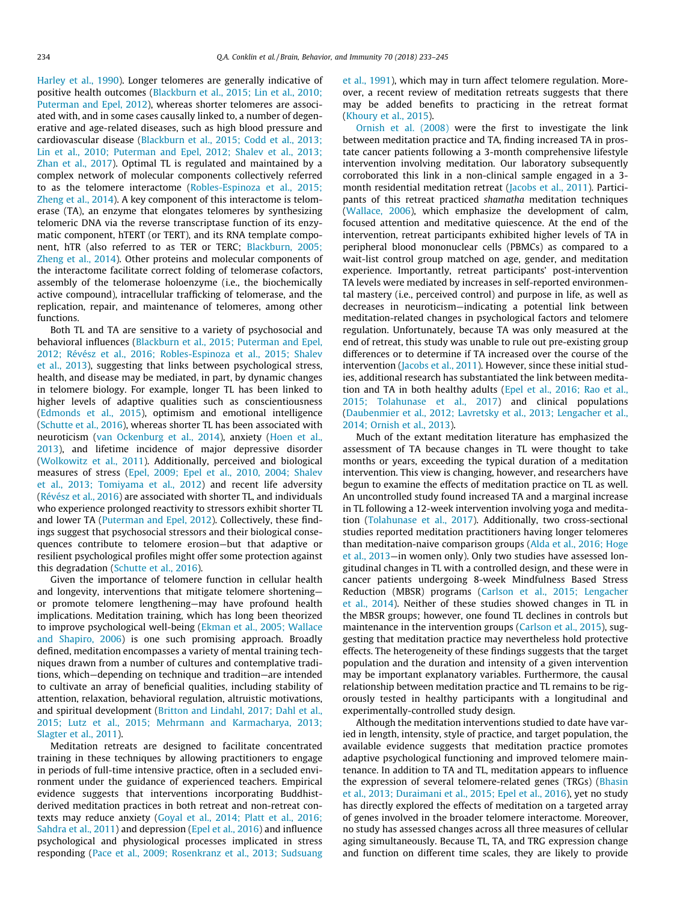Harley et al., 1990). Longer telomeres are generally indicative of positive health outcomes (Blackburn et al., 2015; Lin et al., 2010; Puterman and Epel, 2012), whereas shorter telomeres are associated with, and in some cases causally linked to, a number of degenerative and age-related diseases, such as high blood pressure and cardiovascular disease (Blackburn et al., 2015; Codd et al., 2013; Lin et al., 2010; Puterman and Epel, 2012; Shalev et al., 2013; Zhan et al., 2017). Optimal TL is regulated and maintained by a complex network of molecular components collectively referred to as the telomere interactome (Robles-Espinoza et al., 2015; Zheng et al., 2014). A key component of this interactome is telomerase (TA), an enzyme that elongates telomeres by synthesizing telomeric DNA via the reverse transcriptase function of its enzymatic component, hTERT (or TERT), and its RNA template component, hTR (also referred to as TER or TERC; Blackburn, 2005; Zheng et al., 2014). Other proteins and molecular components of the interactome facilitate correct folding of telomerase cofactors, assembly of the telomerase holoenzyme (i.e., the biochemically active compound), intracellular trafficking of telomerase, and the replication, repair, and maintenance of telomeres, among other functions.

Both TL and TA are sensitive to a variety of psychosocial and behavioral influences (Blackburn et al., 2015; Puterman and Epel, 2012; Révész et al., 2016; Robles-Espinoza et al., 2015; Shalev et al., 2013), suggesting that links between psychological stress, health, and disease may be mediated, in part, by dynamic changes in telomere biology. For example, longer TL has been linked to higher levels of adaptive qualities such as conscientiousness (Edmonds et al., 2015), optimism and emotional intelligence (Schutte et al., 2016), whereas shorter TL has been associated with neuroticism (van Ockenburg et al., 2014), anxiety (Hoen et al., 2013), and lifetime incidence of major depressive disorder (Wolkowitz et al., 2011). Additionally, perceived and biological measures of stress (Epel, 2009; Epel et al., 2010, 2004; Shalev et al., 2013; Tomiyama et al., 2012) and recent life adversity (Révész et al., 2016) are associated with shorter TL, and individuals who experience prolonged reactivity to stressors exhibit shorter TL and lower TA (Puterman and Epel, 2012). Collectively, these findings suggest that psychosocial stressors and their biological consequences contribute to telomere erosion—but that adaptive or resilient psychological profiles might offer some protection against this degradation (Schutte et al., 2016).

Given the importance of telomere function in cellular health and longevity, interventions that mitigate telomere shortening—or promote telomere lengthening—may have profound health implications. Meditation training, which has long been theorized to improve psychological well-being (Ekman et al., 2005; Wallace and Shapiro, 2006) is one such promising approach. Broadly defined, meditation encompasses a variety of mental training techniques drawn from a number of cultures and contemplative traditions, which—depending on technique and tradition—are intended to cultivate an array of beneficial qualities, including stability of attention, relaxation, behavioral regulation, altruistic motivations, and spiritual development (Britton and Lindahl, 2017; Dahl et al., 2015; Lutz et al., 2015; Mehrmann and Karmacharya, 2013; Slagter et al., 2011).

Meditation retreats are designed to facilitate concentrated training in these techniques by allowing practitioners to engage in periods of full-time intensive practice, often in a secluded environment under the guidance of experienced teachers. Empirical evidence suggests that interventions incorporating Buddhist-derived meditation practices in both retreat and non-retreat contexts may reduce anxiety (Goyal et al., 2014; Platt et al., 2016; Sahdra et al., 2011) and depression (Epel et al., 2016) and influence psychological and physiological processes implicated in stress responding (Pace et al., 2009; Rosenkranz et al., 2013; Sudsuang et al., 1991), which may in turn affect telomere regulation. Moreover, a recent review of meditation retreats suggests that there may be added benefits to practicing in the retreat format (Khoury et al., 2015).

Ornish et al. (2008) were the first to investigate the link between meditation practice and TA, finding increased TA in prostate cancer patients following a 3-month comprehensive lifestyle intervention involving meditation. Our laboratory subsequently corroborated this link in a non-clinical sample engaged in a 3-month residential meditation retreat (Jacobs et al., 2011). Participants of this retreat practiced *shamatha* meditation techniques (Wallace, 2006), which emphasize the development of calm, focused attention and meditative quiescence. At the end of the intervention, retreat participants exhibited higher levels of TA in peripheral blood mononuclear cells (PBMCs) as compared to a wait-list control group matched on age, gender, and meditation experience. Importantly, retreat participants' post-intervention TA levels were mediated by increases in self-reported environmental mastery (i.e., perceived control) and purpose in life, as well as decreases in neuroticism—indicating a potential link between meditation-related changes in psychological factors and telomere regulation. Unfortunately, because TA was only measured at the end of retreat, this study was unable to rule out pre-existing group differences or to determine if TA increased over the course of the intervention (Jacobs et al., 2011). However, since these initial studies, additional research has substantiated the link between meditation and TA in both healthy adults (Epel et al., 2016; Rao et al., 2015; Tolahunase et al., 2017) and clinical populations (Daubenmier et al., 2012; Lavretsky et al., 2013; Lengacher et al., 2014; Ornish et al., 2013).

Much of the extant meditation literature has emphasized the assessment of TA because changes in TL were thought to take months or years, exceeding the typical duration of a meditation intervention. This view is changing, however, and researchers have begun to examine the effects of meditation practice on TL as well. An uncontrolled study found increased TA and a marginal increase in TL following a 12-week intervention involving yoga and meditation (Tolahunase et al., 2017). Additionally, two cross-sectional studies reported meditation practitioners having longer telomeres than meditation-naive comparison groups (Alda et al., 2016; Hoge et al., 2013—in women only). Only two studies have assessed longitudinal changes in TL with a controlled design, and these were in cancer patients undergoing 8-week Mindfulness Based Stress Reduction (MBSR) programs (Carlson et al., 2015; Lengacher et al., 2014). Neither of these studies showed changes in TL in the MBSR groups; however, one found TL declines in controls but maintenance in the intervention groups (Carlson et al., 2015), suggesting that meditation practice may nevertheless hold protective effects. The heterogeneity of these findings suggests that the target population and the duration and intensity of a given intervention may be important explanatory variables. Furthermore, the causal relationship between meditation practice and TL remains to be rigorously tested in healthy participants with a longitudinal and experimentally-controlled study design.

Although the meditation interventions studied to date have varied in length, intensity, style of practice, and target population, the available evidence suggests that meditation practice promotes adaptive psychological functioning and improved telomere maintenance. In addition to TA and TL, meditation appears to influence the expression of several telomere-related genes (TRGs) (Bhasin et al., 2013; Duraimani et al., 2015; Epel et al., 2016), yet no study has directly explored the effects of meditation on a targeted array of genes involved in the broader telomere interactome. Moreover, no study has assessed changes across all three measures of cellular aging simultaneously. Because TL, TA, and TRG expression change and function on different time scales, they are likely to provide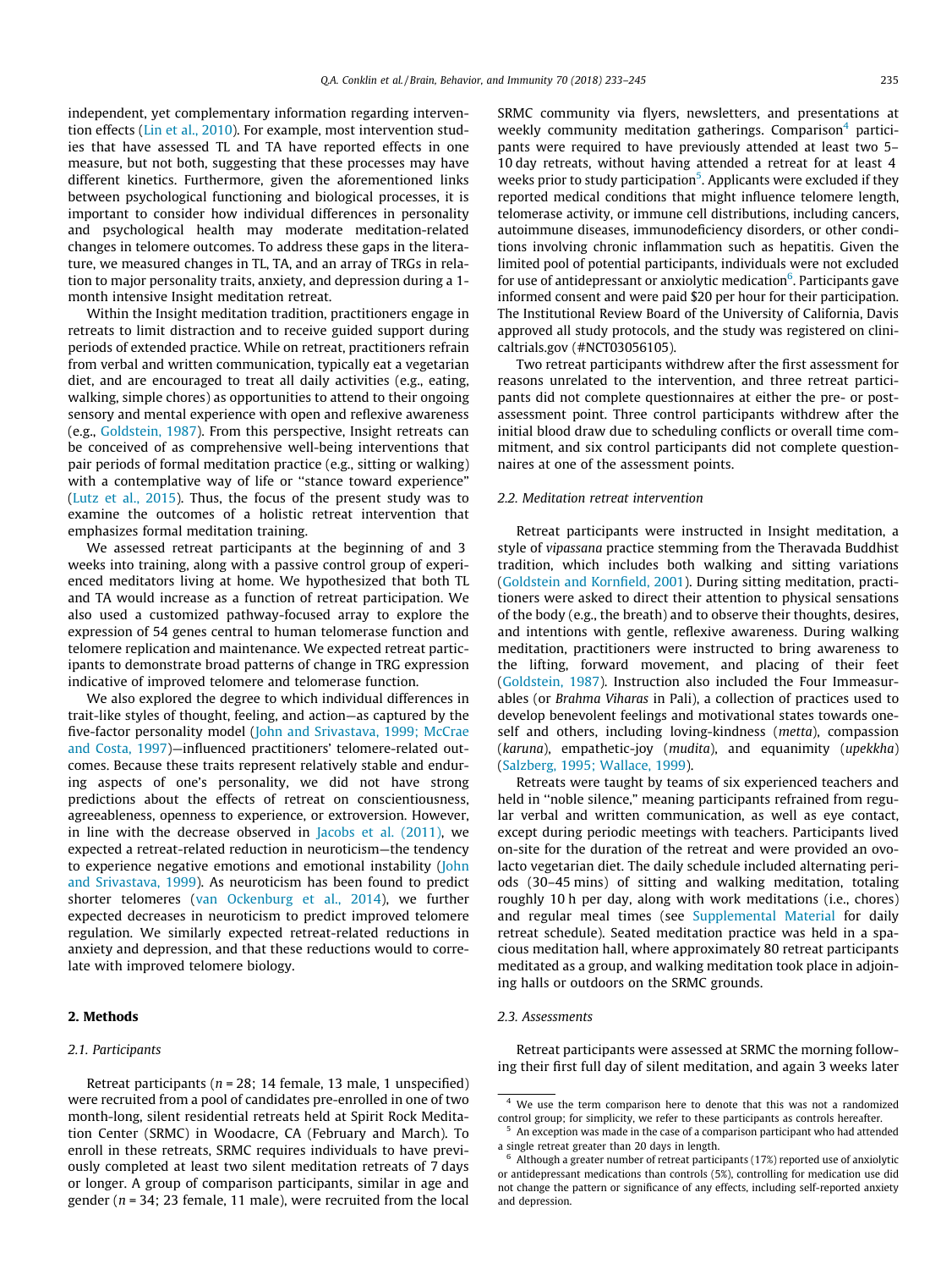independent, yet complementary information regarding intervention effects (Lin et al., 2010). For example, most intervention studies that have assessed TL and TA have reported effects in one measure, but not both, suggesting that these processes may have different kinetics. Furthermore, given the aforementioned links between psychological functioning and biological processes, it is important to consider how individual differences in personality and psychological health may moderate meditation-related changes in telomere outcomes. To address these gaps in the literature, we measured changes in TL, TA, and an array of TRGs in relation to major personality traits, anxiety, and depression during a 1-month intensive Insight meditation retreat.

Within the Insight meditation tradition, practitioners engage in retreats to limit distraction and to receive guided support during periods of extended practice. While on retreat, practitioners refrain from verbal and written communication, typically eat a vegetarian diet, and are encouraged to treat all daily activities (e.g., eating, walking, simple chores) as opportunities to attend to their ongoing sensory and mental experience with open and reflexive awareness (e.g., Goldstein, 1987). From this perspective, Insight retreats can be conceived of as comprehensive well-being interventions that pair periods of formal meditation practice (e.g., sitting or walking) with a contemplative way of life or "stance toward experience" (Lutz et al., 2015). Thus, the focus of the present study was to examine the outcomes of a holistic retreat intervention that emphasizes formal meditation training.

We assessed retreat participants at the beginning of and 3 weeks into training, along with a passive control group of experienced meditators living at home. We hypothesized that both TL and TA would increase as a function of retreat participation. We also used a customized pathway-focused array to explore the expression of 54 genes central to human telomerase function and telomere replication and maintenance. We expected retreat participants to demonstrate broad patterns of change in TRG expression indicative of improved telomere and telomerase function.

We also explored the degree to which individual differences in trait-like styles of thought, feeling, and action—as captured by the five-factor personality model (John and Srivastava, 1999; McCrae and Costa, 1997)—influenced practitioners' telomere-related outcomes. Because these traits represent relatively stable and enduring aspects of one's personality, we did not have strong predictions about the effects of retreat on conscientiousness, agreeableness, openness to experience, or extroversion. However, in line with the decrease observed in Jacobs et al. (2011), we expected a retreat-related reduction in neuroticism—the tendency to experience negative emotions and emotional instability (John and Srivastava, 1999). As neuroticism has been found to predict shorter telomeres (van Ockenburg et al., 2014), we further expected decreases in neuroticism to predict improved telomere regulation. We similarly expected retreat-related reductions in anxiety and depression, and that these reductions would to correlate with improved telomere biology.

## 2. Methods

### 2.1. Participants

Retreat participants ($n = 28$; 14 female, 13 male, 1 unspecified) were recruited from a pool of candidates pre-enrolled in one of two month-long, silent residential retreats held at Spirit Rock Meditation Center (SRMC) in Woodacre, CA (February and March). To enroll in these retreats, SRMC requires individuals to have previously completed at least two silent meditation retreats of 7 days or longer. A group of comparison participants, similar in age and gender ($n = 34$; 23 female, 11 male), were recruited from the local SRMC community via flyers, newsletters, and presentations at weekly community meditation gatherings. Comparison[4] participants were required to have previously attended at least two 5–10 day retreats, without having attended a retreat for at least 4 weeks prior to study participation[5]. Applicants were excluded if they reported medical conditions that might influence telomere length, telomerase activity, or immune cell distributions, including cancers, autoimmune diseases, immunodeficiency disorders, or other conditions involving chronic inflammation such as hepatitis. Given the limited pool of potential participants, individuals were not excluded for use of antidepressant or anxiolytic medication[6]. Participants gave informed consent and were paid $20 per hour for their participation. The Institutional Review Board of the University of California, Davis approved all study protocols, and the study was registered on clinicaltrials.gov (#NCT03056105).

Two retreat participants withdrew after the first assessment for reasons unrelated to the intervention, and three retreat participants did not complete questionnaires at either the pre- or post-assessment point. Three control participants withdrew after the initial blood draw due to scheduling conflicts or overall time commitment, and six control participants did not complete questionnaires at one of the assessment points.

### 2.2. Meditation retreat intervention

Retreat participants were instructed in Insight meditation, a style of *vipassana* practice stemming from the Theravada Buddhist tradition, which includes both walking and sitting variations (Goldstein and Kornfield, 2001). During sitting meditation, practitioners were asked to direct their attention to physical sensations of the body (e.g., the breath) and to observe their thoughts, desires, and intentions with gentle, reflexive awareness. During walking meditation, practitioners were instructed to bring awareness to the lifting, forward movement, and placing of their feet (Goldstein, 1987). Instruction also included the Four Immeasurables (or *Brahma Viharas* in Pali), a collection of practices used to develop benevolent feelings and motivational states towards oneself and others, including loving-kindness (*metta*), compassion (*karuna*), empathetic-joy (*mudita*), and equanimity (*upekkha*) (Salzberg, 1995; Wallace, 1999).

Retreats were taught by teams of six experienced teachers and held in "noble silence," meaning participants refrained from regular verbal and written communication, as well as eye contact, except during periodic meetings with teachers. Participants lived on-site for the duration of the retreat and were provided an ovo-lacto vegetarian diet. The daily schedule included alternating periods (30–45 mins) of sitting and walking meditation, totaling roughly 10 h per day, along with work meditations (i.e., chores) and regular meal times (see Supplemental Material for daily retreat schedule). Seated meditation practice was held in a spacious meditation hall, where approximately 80 retreat participants meditated as a group, and walking meditation took place in adjoining halls or outdoors on the SRMC grounds.

### 2.3. Assessments

Retreat participants were assessed at SRMC the morning following their first full day of silent meditation, and again 3 weeks later

---

[4] We use the term comparison here to denote that this was not a randomized control group; for simplicity, we refer to these participants as controls hereafter.

[5] An exception was made in the case of a comparison participant who had attended a single retreat greater than 20 days in length.

[6] Although a greater number of retreat participants (17%) reported use of anxiolytic or antidepressant medications than controls (5%), controlling for medication use did not change the pattern or significance of any effects, including self-reported anxiety and depression.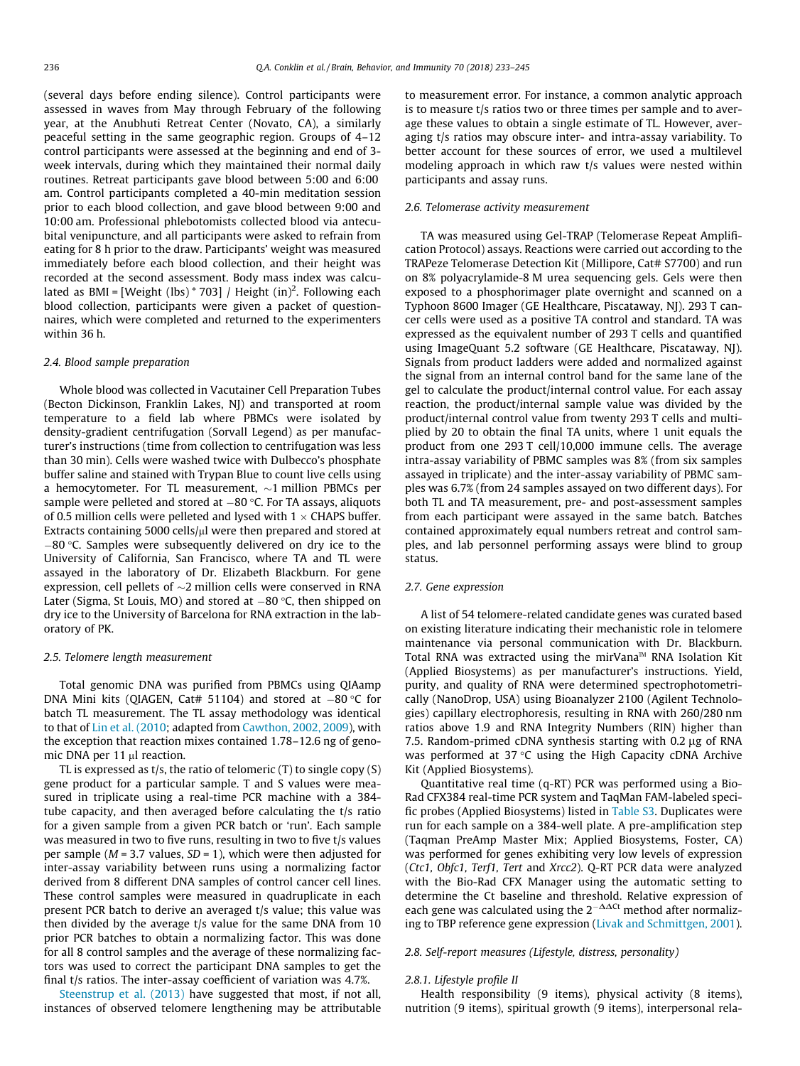(several days before ending silence). Control participants were assessed in waves from May through February of the following year, at the Anubhuti Retreat Center (Novato, CA), a similarly peaceful setting in the same geographic region. Groups of 4–12 control participants were assessed at the beginning and end of 3-week intervals, during which they maintained their normal daily routines. Retreat participants gave blood between 5:00 and 6:00 am. Control participants completed a 40-min meditation session prior to each blood collection, and gave blood between 9:00 and 10:00 am. Professional phlebotomists collected blood via antecubital venipuncture, and all participants were asked to refrain from eating for 8 h prior to the draw. Participants' weight was measured immediately before each blood collection, and their height was recorded at the second assessment. Body mass index was calculated as BMI = [Weight (lbs) * 703] / Height (in)$^2$. Following each blood collection, participants were given a packet of questionnaires, which were completed and returned to the experimenters within 36 h.

### 2.4. Blood sample preparation

Whole blood was collected in Vacutainer Cell Preparation Tubes (Becton Dickinson, Franklin Lakes, NJ) and transported at room temperature to a field lab where PBMCs were isolated by density-gradient centrifugation (Sorvall Legend) as per manufacturer's instructions (time from collection to centrifugation was less than 30 min). Cells were washed twice with Dulbecco's phosphate buffer saline and stained with Trypan Blue to count live cells using a hemocytometer. For TL measurement, ~1 million PBMCs per sample were pelleted and stored at −80 °C. For TA assays, aliquots of 0.5 million cells were pelleted and lysed with 1 × CHAPS buffer. Extracts containing 5000 cells/μl were then prepared and stored at −80 °C. Samples were subsequently delivered on dry ice to the University of California, San Francisco, where TA and TL were assayed in the laboratory of Dr. Elizabeth Blackburn. For gene expression, cell pellets of ~2 million cells were conserved in RNA Later (Sigma, St Louis, MO) and stored at −80 °C, then shipped on dry ice to the University of Barcelona for RNA extraction in the laboratory of PK.

### 2.5. Telomere length measurement

Total genomic DNA was purified from PBMCs using QIAamp DNA Mini kits (QIAGEN, Cat# 51104) and stored at −80 °C for batch TL measurement. The TL assay methodology was identical to that of Lin et al. (2010; adapted from Cawthon, 2002, 2009), with the exception that reaction mixes contained 1.78–12.6 ng of genomic DNA per 11 μl reaction.

TL is expressed as t/s, the ratio of telomeric (T) to single copy (S) gene product for a particular sample. T and S values were measured in triplicate using a real-time PCR machine with a 384-tube capacity, and then averaged before calculating the t/s ratio for a given sample from a given PCR batch or 'run'. Each sample was measured in two to five runs, resulting in two to five t/s values per sample ($M$ = 3.7 values, $SD$ = 1), which were then adjusted for inter-assay variability between runs using a normalizing factor derived from 8 different DNA samples of control cancer cell lines. These control samples were measured in quadruplicate in each present PCR batch to derive an averaged t/s value; this value was then divided by the average t/s value for the same DNA from 10 prior PCR batches to obtain a normalizing factor. This was done for all 8 control samples and the average of these normalizing factors was used to correct the participant DNA samples to get the final t/s ratios. The inter-assay coefficient of variation was 4.7%.

Steenstrup et al. (2013) have suggested that most, if not all, instances of observed telomere lengthening may be attributable to measurement error. For instance, a common analytic approach is to measure t/s ratios two or three times per sample and to average these values to obtain a single estimate of TL. However, averaging t/s ratios may obscure inter- and intra-assay variability. To better account for these sources of error, we used a multilevel modeling approach in which raw t/s values were nested within participants and assay runs.

### 2.6. Telomerase activity measurement

TA was measured using Gel-TRAP (Telomerase Repeat Amplification Protocol) assays. Reactions were carried out according to the TRAPeze Telomerase Detection Kit (Millipore, Cat# S7700) and run on 8% polyacrylamide-8 M urea sequencing gels. Gels were then exposed to a phosphorimager plate overnight and scanned on a Typhoon 8600 Imager (GE Healthcare, Piscataway, NJ). 293 T cancer cells were used as a positive TA control and standard. TA was expressed as the equivalent number of 293 T cells and quantified using ImageQuant 5.2 software (GE Healthcare, Piscataway, NJ). Signals from product ladders were added and normalized against the signal from an internal control band for the same lane of the gel to calculate the product/internal control value. For each assay reaction, the product/internal sample value was divided by the product/internal control value from twenty 293 T cells and multiplied by 20 to obtain the final TA units, where 1 unit equals the product from one 293 T cell/10,000 immune cells. The average intra-assay variability of PBMC samples was 8% (from six samples assayed in triplicate) and the inter-assay variability of PBMC samples was 6.7% (from 24 samples assayed on two different days). For both TL and TA measurement, pre- and post-assessment samples from each participant were assayed in the same batch. Batches contained approximately equal numbers retreat and control samples, and lab personnel performing assays were blind to group status.

### 2.7. Gene expression

A list of 54 telomere-related candidate genes was curated based on existing literature indicating their mechanistic role in telomere maintenance via personal communication with Dr. Blackburn. Total RNA was extracted using the mirVana™ RNA Isolation Kit (Applied Biosystems) as per manufacturer's instructions. Yield, purity, and quality of RNA were determined spectrophotometrically (NanoDrop, USA) using Bioanalyzer 2100 (Agilent Technologies) capillary electrophoresis, resulting in RNA with 260/280 nm ratios above 1.9 and RNA Integrity Numbers (RIN) higher than 7.5. Random-primed cDNA synthesis starting with 0.2 μg of RNA was performed at 37 °C using the High Capacity cDNA Archive Kit (Applied Biosystems).

Quantitative real time (q-RT) PCR was performed using a Bio-Rad CFX384 real-time PCR system and TaqMan FAM-labeled specific probes (Applied Biosystems) listed in Table S3. Duplicates were run for each sample on a 384-well plate. A pre-amplification step (Taqman PreAmp Master Mix; Applied Biosystems, Foster, CA) was performed for genes exhibiting very low levels of expression (*Ctc1*, *Obfc1*, *Terf1*, *Tert* and *Xrcc2*). Q-RT PCR data were analyzed with the Bio-Rad CFX Manager using the automatic setting to determine the Ct baseline and threshold. Relative expression of each gene was calculated using the $2^{-\Delta\Delta Ct}$ method after normalizing to TBP reference gene expression (Livak and Schmittgen, 2001).

### 2.8. Self-report measures (Lifestyle, distress, personality)

#### 2.8.1. Lifestyle profile II

Health responsibility (9 items), physical activity (8 items), nutrition (9 items), spiritual growth (9 items), interpersonal rela-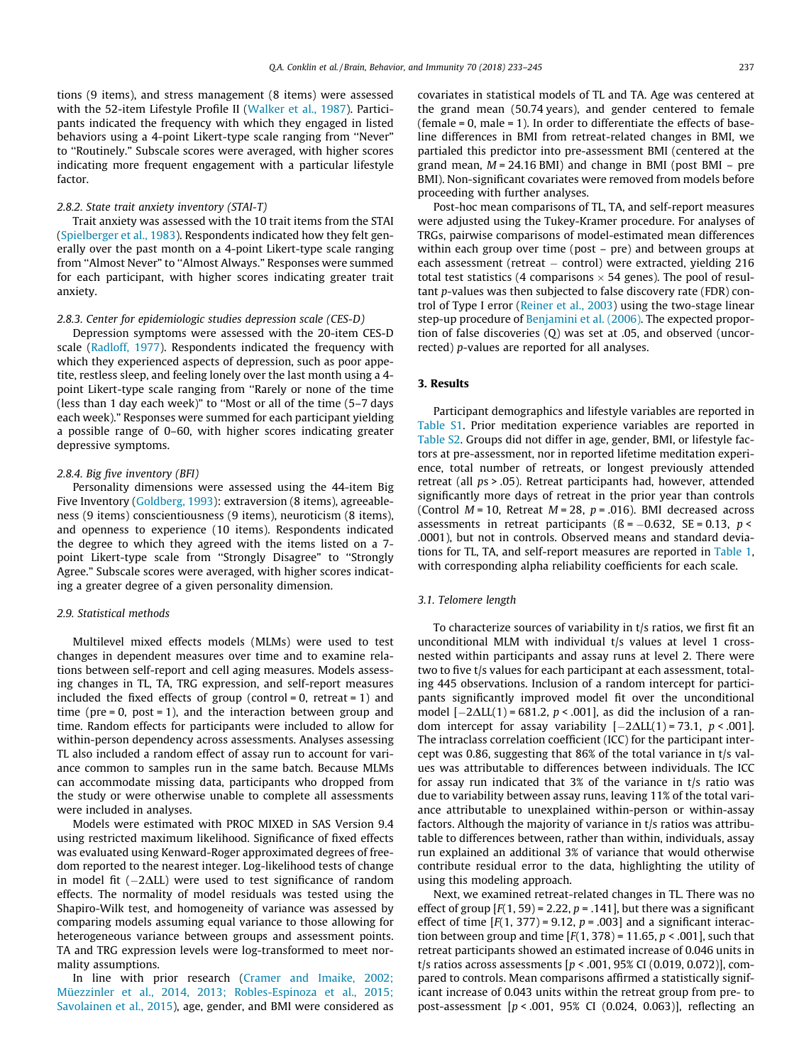tions (9 items), and stress management (8 items) were assessed with the 52-item Lifestyle Profile II (Walker et al., 1987). Participants indicated the frequency with which they engaged in listed behaviors using a 4-point Likert-type scale ranging from "Never" to "Routinely." Subscale scores were averaged, with higher scores indicating more frequent engagement with a particular lifestyle factor.

#### 2.8.2. State trait anxiety inventory (STAI-T)

Trait anxiety was assessed with the 10 trait items from the STAI (Spielberger et al., 1983). Respondents indicated how they felt generally over the past month on a 4-point Likert-type scale ranging from "Almost Never" to "Almost Always." Responses were summed for each participant, with higher scores indicating greater trait anxiety.

#### 2.8.3. Center for epidemiologic studies depression scale (CES-D)

Depression symptoms were assessed with the 20-item CES-D scale (Radloff, 1977). Respondents indicated the frequency with which they experienced aspects of depression, such as poor appetite, restless sleep, and feeling lonely over the last month using a 4-point Likert-type scale ranging from "Rarely or none of the time (less than 1 day each week)" to "Most or all of the time (5–7 days each week)." Responses were summed for each participant yielding a possible range of 0–60, with higher scores indicating greater depressive symptoms.

#### 2.8.4. Big five inventory (BFI)

Personality dimensions were assessed using the 44-item Big Five Inventory (Goldberg, 1993): extraversion (8 items), agreeableness (9 items) conscientiousness (9 items), neuroticism (8 items), and openness to experience (10 items). Respondents indicated the degree to which they agreed with the items listed on a 7-point Likert-type scale from "Strongly Disagree" to "Strongly Agree." Subscale scores were averaged, with higher scores indicating a greater degree of a given personality dimension.

### 2.9. Statistical methods

Multilevel mixed effects models (MLMs) were used to test changes in dependent measures over time and to examine relations between self-report and cell aging measures. Models assessing changes in TL, TA, TRG expression, and self-report measures included the fixed effects of group (control = 0, retreat = 1) and time (pre = 0, post = 1), and the interaction between group and time. Random effects for participants were included to allow for within-person dependency across assessments. Analyses assessing TL also included a random effect of assay run to account for variance common to samples run in the same batch. Because MLMs can accommodate missing data, participants who dropped from the study or were otherwise unable to complete all assessments were included in analyses.

Models were estimated with PROC MIXED in SAS Version 9.4 using restricted maximum likelihood. Significance of fixed effects was evaluated using Kenward-Roger approximated degrees of freedom reported to the nearest integer. Log-likelihood tests of change in model fit ($-2\Delta LL$) were used to test significance of random effects. The normality of model residuals was tested using the Shapiro-Wilk test, and homogeneity of variance was assessed by comparing models assuming equal variance to those allowing for heterogeneous variance between groups and assessment points. TA and TRG expression levels were log-transformed to meet normality assumptions.

In line with prior research (Cramer and Imaike, 2002; Müezzinler et al., 2014, 2013; Robles-Espinoza et al., 2015; Savolainen et al., 2015), age, gender, and BMI were considered as covariates in statistical models of TL and TA. Age was centered at the grand mean (50.74 years), and gender centered to female (female = 0, male = 1). In order to differentiate the effects of baseline differences in BMI from retreat-related changes in BMI, we partialed this predictor into pre-assessment BMI (centered at the grand mean, $M = 24.16$ BMI) and change in BMI (post BMI – pre BMI). Non-significant covariates were removed from models before proceeding with further analyses.

Post-hoc mean comparisons of TL, TA, and self-report measures were adjusted using the Tukey-Kramer procedure. For analyses of TRGs, pairwise comparisons of model-estimated mean differences within each group over time (post – pre) and between groups at each assessment (retreat – control) were extracted, yielding 216 total test statistics (4 comparisons $\times$ 54 genes). The pool of resultant *p*-values was then subjected to false discovery rate (FDR) control of Type I error (Reiner et al., 2003) using the two-stage linear step-up procedure of Benjamini et al. (2006). The expected proportion of false discoveries (Q) was set at .05, and observed (uncorrected) *p*-values are reported for all analyses.

## 3. Results

Participant demographics and lifestyle variables are reported in Table S1. Prior meditation experience variables are reported in Table S2. Groups did not differ in age, gender, BMI, or lifestyle factors at pre-assessment, nor in reported lifetime meditation experience, total number of retreats, or longest previously attended retreat (all $ps > .05$). Retreat participants had, however, attended significantly more days of retreat in the prior year than controls (Control $M = 10$, Retreat $M = 28$, $p = .016$). BMI decreased across assessments in retreat participants ($ß = -0.632$, SE = 0.13, $p < .0001$), but not in controls. Observed means and standard deviations for TL, TA, and self-report measures are reported in Table 1, with corresponding alpha reliability coefficients for each scale.

### 3.1. Telomere length

To characterize sources of variability in t/s ratios, we first fit an unconditional MLM with individual t/s values at level 1 cross-nested within participants and assay runs at level 2. There were two to five t/s values for each participant at each assessment, totaling 445 observations. Inclusion of a random intercept for participants significantly improved model fit over the unconditional model [$-2\Delta LL(1) = 681.2$, $p < .001$], as did the inclusion of a random intercept for assay variability [$-2\Delta LL(1) = 73.1$, $p < .001$]. The intraclass correlation coefficient (ICC) for the participant intercept was 0.86, suggesting that 86% of the total variance in t/s values was attributable to differences between individuals. The ICC for assay run indicated that 3% of the variance in t/s ratio was due to variability between assay runs, leaving 11% of the total variance attributable to unexplained within-person or within-assay factors. Although the majority of variance in t/s ratios was attributable to differences between, rather than within, individuals, assay run explained an additional 3% of variance that would otherwise contribute residual error to the data, highlighting the utility of using this modeling approach.

Next, we examined retreat-related changes in TL. There was no effect of group [$F(1, 59) = 2.22$, $p = .141$], but there was a significant effect of time [$F(1, 377) = 9.12$, $p = .003$] and a significant interaction between group and time [$F(1, 378) = 11.65$, $p < .001$], such that retreat participants showed an estimated increase of 0.046 units in t/s ratios across assessments [$p < .001$, 95% CI (0.019, 0.072)], compared to controls. Mean comparisons affirmed a statistically significant increase of 0.043 units within the retreat group from pre- to post-assessment [$p < .001$, 95% CI (0.024, 0.063)], reflecting an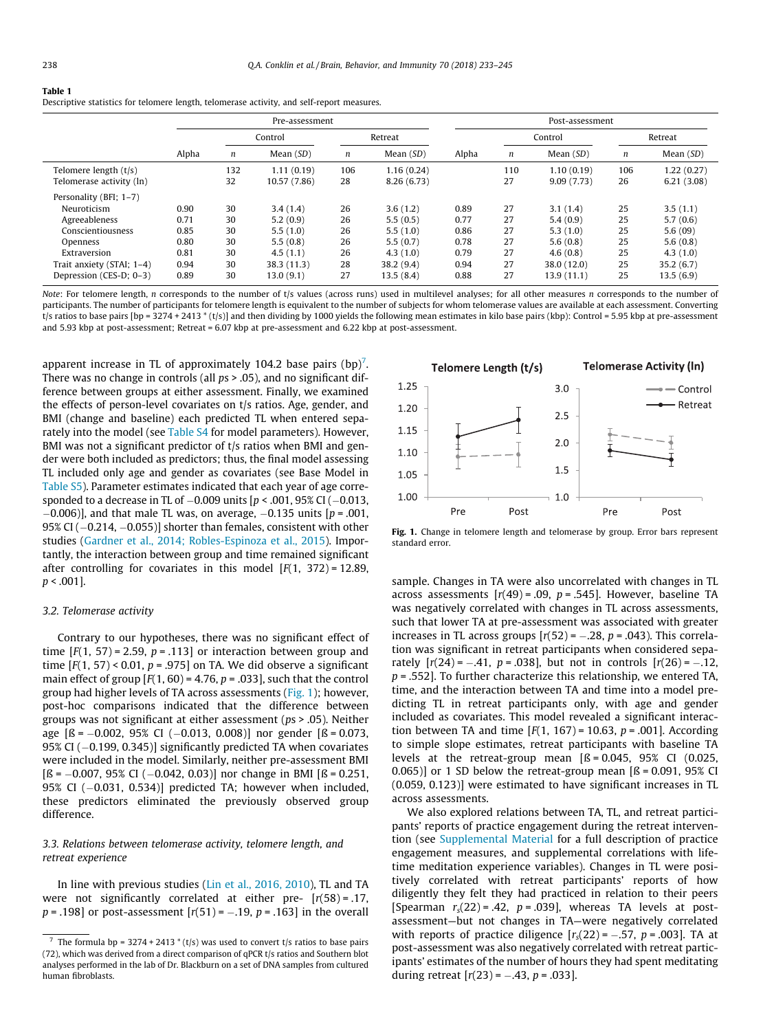**Table 1**
Descriptive statistics for telomere length, telomerase activity, and self-report measures.

| | Pre-assessment | | | | | Post-assessment | | | | |
|---|---|---|---|---|---|---|---|---|---|---|
| | | Control | | Retreat | | | Control | | Retreat | |
| | Alpha | *n* | Mean (*SD*) | *n* | Mean (*SD*) | Alpha | *n* | Mean (*SD*) | *n* | Mean (*SD*) |
| Telomere length (t/s) | | 132 | 1.11 (0.19) | 106 | 1.16 (0.24) | | 110 | 1.10 (0.19) | 106 | 1.22 (0.27) |
| Telomerase activity (ln) | | 32 | 10.57 (7.86) | 28 | 8.26 (6.73) | | 27 | 9.09 (7.73) | 26 | 6.21 (3.08) |
| Personality (BFI; 1–7) | | | | | | | | | | |
| Neuroticism | 0.90 | 30 | 3.4 (1.4) | 26 | 3.6 (1.2) | 0.89 | 27 | 3.1 (1.4) | 25 | 3.5 (1.1) |
| Agreeableness | 0.71 | 30 | 5.2 (0.9) | 26 | 5.5 (0.5) | 0.77 | 27 | 5.4 (0.9) | 25 | 5.7 (0.6) |
| Conscientiousness | 0.85 | 30 | 5.5 (1.0) | 26 | 5.5 (1.0) | 0.86 | 27 | 5.3 (1.0) | 25 | 5.6 (09) |
| Openness | 0.80 | 30 | 5.5 (0.8) | 26 | 5.5 (0.7) | 0.78 | 27 | 5.6 (0.8) | 25 | 5.6 (0.8) |
| Extraversion | 0.81 | 30 | 4.5 (1.1) | 26 | 4.3 (1.0) | 0.79 | 27 | 4.6 (0.8) | 25 | 4.3 (1.0) |
| Trait anxiety (STAI; 1–4) | 0.94 | 30 | 38.3 (11.3) | 28 | 38.2 (9.4) | 0.94 | 27 | 38.0 (12.0) | 25 | 35.2 (6.7) |
| Depression (CES-D; 0–3) | 0.89 | 30 | 13.0 (9.1) | 27 | 13.5 (8.4) | 0.88 | 27 | 13.9 (11.1) | 25 | 13.5 (6.9) |

*Note*: For telomere length, *n* corresponds to the number of t/s values (across runs) used in multilevel analyses; for all other measures *n* corresponds to the number of participants. The number of participants for telomere length is equivalent to the number of subjects for whom telomerase values are available at each assessment. Converting t/s ratios to base pairs [bp = 3274 + 2413 * (t/s)] and then dividing by 1000 yields the following mean estimates in kilo base pairs (kbp): Control = 5.95 kbp at pre-assessment and 5.93 kbp at post-assessment; Retreat = 6.07 kbp at pre-assessment and 6.22 kbp at post-assessment.

apparent increase in TL of approximately 104.2 base pairs (bp)[7]. There was no change in controls (all $ps > .05$), and no significant difference between groups at either assessment. Finally, we examined the effects of person-level covariates on t/s ratios. Age, gender, and BMI (change and baseline) each predicted TL when entered separately into the model (see Table S4 for model parameters). However, BMI was not a significant predictor of t/s ratios when BMI and gender were both included as predictors; thus, the final model assessing TL included only age and gender as covariates (see Base Model in Table S5). Parameter estimates indicated that each year of age corresponded to a decrease in TL of −0.009 units [$p < .001$, 95% CI (−0.013, −0.006)], and that male TL was, on average, −0.135 units [$p = .001$, 95% CI (−0.214, −0.055)] shorter than females, consistent with other studies (Gardner et al., 2014; Robles-Espinoza et al., 2015). Importantly, the interaction between group and time remained significant after controlling for covariates in this model [$F(1, 372) = 12.89$, $p < .001$].

### 3.2. Telomerase activity

Contrary to our hypotheses, there was no significant effect of time [$F(1, 57) = 2.59$, $p = .113$] or interaction between group and time [$F(1, 57) < 0.01$, $p = .975$] on TA. We did observe a significant main effect of group [$F(1, 60) = 4.76$, $p = .033$], such that the control group had higher levels of TA across assessments (Fig. 1); however, post-hoc comparisons indicated that the difference between groups was not significant at either assessment ($ps > .05$). Neither age [ß = −0.002, 95% CI (−0.013, 0.008)] nor gender [ß = 0.073, 95% CI (−0.199, 0.345)] significantly predicted TA when covariates were included in the model. Similarly, neither pre-assessment BMI [ß = −0.007, 95% CI (−0.042, 0.03)] nor change in BMI [ß = 0.251, 95% CI (−0.031, 0.534)] predicted TA; however when included, these predictors eliminated the previously observed group difference.

### 3.3. Relations between telomerase activity, telomere length, and retreat experience

In line with previous studies (Lin et al., 2016, 2010), TL and TA were not significantly correlated at either pre- [$r(58) = .17$, $p = .198$] or post-assessment [$r(51) = -.19$, $p = .163$] in the overall sample. Changes in TA were also uncorrelated with changes in TL across assessments [$r(49) = .09$, $p = .545$]. However, baseline TA was negatively correlated with changes in TL across assessments, such that lower TA at pre-assessment was associated with greater increases in TL across groups [$r(52) = -.28$, $p = .043$). This correlation was significant in retreat participants when considered separately [$r(24) = -.41$, $p = .038$], but not in controls [$r(26) = -.12$, $p = .552$]. To further characterize this relationship, we entered TA, time, and the interaction between TA and time into a model predicting TL in retreat participants only, with age and gender included as covariates. This model revealed a significant interaction between TA and time [$F(1, 167) = 10.63$, $p = .001$]. According to simple slope estimates, retreat participants with baseline TA levels at the retreat-group mean [ß = 0.045, 95% CI (0.025, 0.065)] or 1 SD below the retreat-group mean [ß = 0.091, 95% CI (0.059, 0.123)] were estimated to have significant increases in TL across assessments.

We also explored relations between TA, TL, and retreat participants' reports of practice engagement during the retreat intervention (see Supplemental Material for a full description of practice engagement measures, and supplemental correlations with lifetime meditation experience variables). Changes in TL were positively correlated with retreat participants' reports of how diligently they felt they had practiced in relation to their peers [Spearman $r_s(22) = .42$, $p = .039$], whereas TA levels at post-assessment—but not changes in TA—were negatively correlated with reports of practice diligence [$r_s(22) = -.57$, $p = .003$]. TA at post-assessment was also negatively correlated with retreat participants' estimates of the number of hours they had spent meditating during retreat [$r(23) = -.43$, $p = .033$].

**Fig. 1.** Change in telomere length and telomerase by group. Error bars represent standard error.

[7] The formula bp = 3274 + 2413 * (t/s) was used to convert t/s ratios to base pairs (72), which was derived from a direct comparison of qPCR t/s ratios and Southern blot analyses performed in the lab of Dr. Blackburn on a set of DNA samples from cultured human fibroblasts.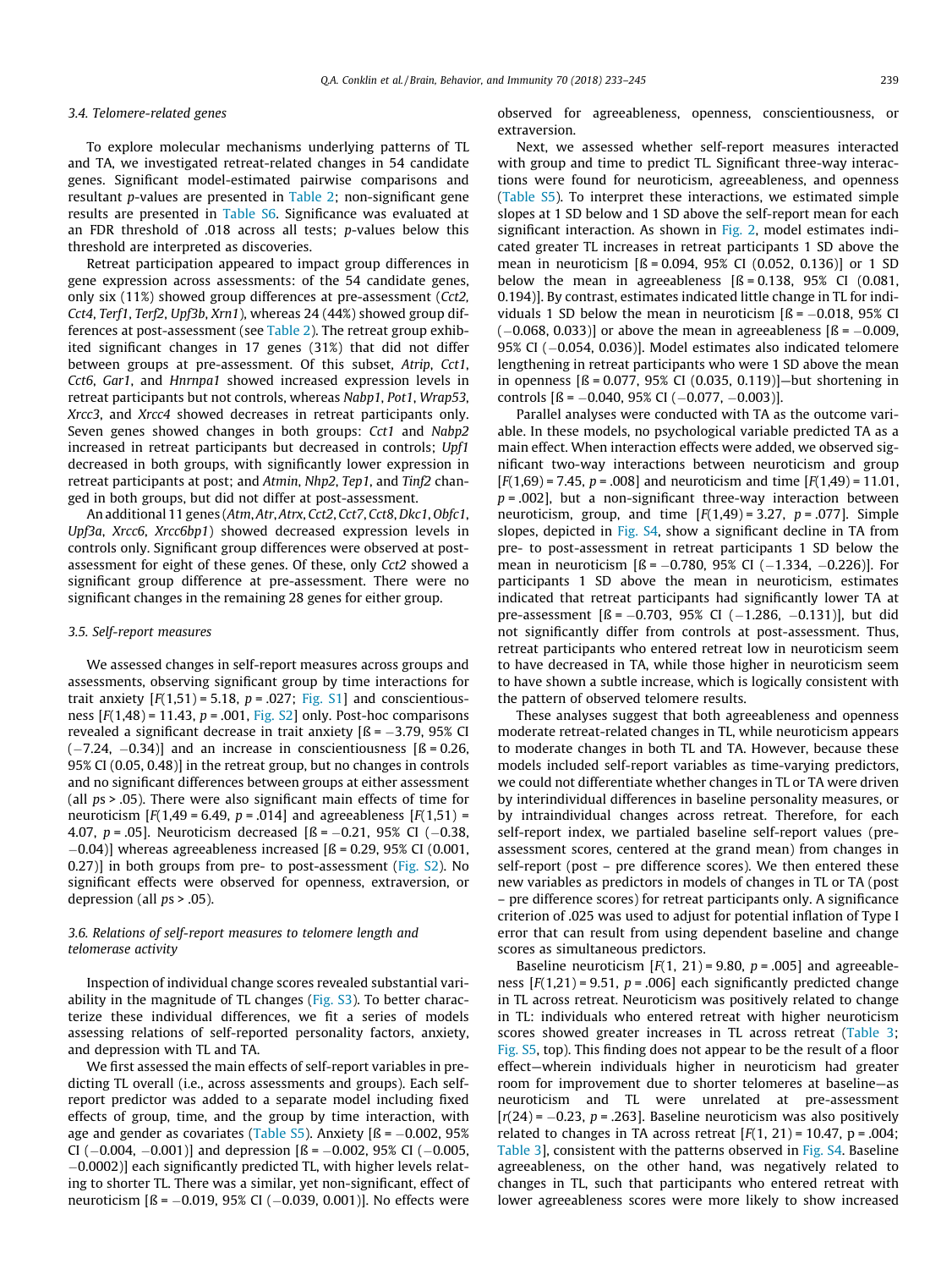### 3.4. Telomere-related genes

To explore molecular mechanisms underlying patterns of TL and TA, we investigated retreat-related changes in 54 candidate genes. Significant model-estimated pairwise comparisons and resultant *p*-values are presented in Table 2; non-significant gene results are presented in Table S6. Significance was evaluated at an FDR threshold of .018 across all tests; *p*-values below this threshold are interpreted as discoveries.

Retreat participation appeared to impact group differences in gene expression across assessments: of the 54 candidate genes, only six (11%) showed group differences at pre-assessment (*Cct2, Cct4, Terf1, Terf2, Upf3b, Xrn1*), whereas 24 (44%) showed group differences at post-assessment (see Table 2). The retreat group exhibited significant changes in 17 genes (31%) that did not differ between groups at pre-assessment. Of this subset, *Atrip, Cct1, Cct6, Gar1*, and *Hnrnpa1* showed increased expression levels in retreat participants but not controls, whereas *Nabp1, Pot1, Wrap53, Xrcc3*, and *Xrcc4* showed decreases in retreat participants only. Seven genes showed changes in both groups: *Cct1* and *Nabp2* increased in retreat participants but decreased in controls; *Upf1* decreased in both groups, with significantly lower expression in retreat participants at post; and *Atmin, Nhp2, Tep1*, and *Tinf2* changed in both groups, but did not differ at post-assessment.

An additional 11 genes (*Atm, Atr, Atrx, Cct2, Cct7, Cct8, Dkc1, Obfc1, Upf3a, Xrcc6, Xrcc6bp1*) showed decreased expression levels in controls only. Significant group differences were observed at post-assessment for eight of these genes. Of these, only *Cct2* showed a significant group difference at pre-assessment. There were no significant changes in the remaining 28 genes for either group.

### 3.5. Self-report measures

We assessed changes in self-report measures across groups and assessments, observing significant group by time interactions for trait anxiety [$F(1,51) = 5.18$, $p = .027$; Fig. S1] and conscientiousness [$F(1,48) = 11.43$, $p = .001$, Fig. S2] only. Post-hoc comparisons revealed a significant decrease in trait anxiety [ß = −3.79, 95% CI (−7.24, −0.34)] and an increase in conscientiousness [ß = 0.26, 95% CI (0.05, 0.48)] in the retreat group, but no changes in controls and no significant differences between groups at either assessment (all *p*s > .05). There were also significant main effects of time for neuroticism [$F(1,49 = 6.49$, $p = .014$] and agreeableness [$F(1,51) = 4.07$, $p = .05$]. Neuroticism decreased [ß = −0.21, 95% CI (−0.38, −0.04)] whereas agreeableness increased [ß = 0.29, 95% CI (0.001, 0.27)] in both groups from pre- to post-assessment (Fig. S2). No significant effects were observed for openness, extraversion, or depression (all *p*s > .05).

### 3.6. Relations of self-report measures to telomere length and telomerase activity

Inspection of individual change scores revealed substantial variability in the magnitude of TL changes (Fig. S3). To better characterize these individual differences, we fit a series of models assessing relations of self-reported personality factors, anxiety, and depression with TL and TA.

We first assessed the main effects of self-report variables in predicting TL overall (i.e., across assessments and groups). Each self-report predictor was added to a separate model including fixed effects of group, time, and the group by time interaction, with age and gender as covariates (Table S5). Anxiety [ß = −0.002, 95% CI (−0.004, −0.001)] and depression [ß = −0.002, 95% CI (−0.005, −0.0002)] each significantly predicted TL, with higher levels relating to shorter TL. There was a similar, yet non-significant, effect of neuroticism [ß = −0.019, 95% CI (−0.039, 0.001)]. No effects were observed for agreeableness, openness, conscientiousness, or extraversion.

Next, we assessed whether self-report measures interacted with group and time to predict TL. Significant three-way interactions were found for neuroticism, agreeableness, and openness (Table S5). To interpret these interactions, we estimated simple slopes at 1 SD below and 1 SD above the self-report mean for each significant interaction. As shown in Fig. 2, model estimates indicated greater TL increases in retreat participants 1 SD above the mean in neuroticism [ß = 0.094, 95% CI (0.052, 0.136)] or 1 SD below the mean in agreeableness [ß = 0.138, 95% CI (0.081, 0.194)]. By contrast, estimates indicated little change in TL for individuals 1 SD below the mean in neuroticism [ß = −0.018, 95% CI (−0.068, 0.033)] or above the mean in agreeableness [ß = −0.009, 95% CI (−0.054, 0.036)]. Model estimates also indicated telomere lengthening in retreat participants who were 1 SD above the mean in openness [ß = 0.077, 95% CI (0.035, 0.119)]—but shortening in controls [ß = −0.040, 95% CI (−0.077, −0.003)].

Parallel analyses were conducted with TA as the outcome variable. In these models, no psychological variable predicted TA as a main effect. When interaction effects were added, we observed significant two-way interactions between neuroticism and group [$F(1,69) = 7.45$, $p = .008$] and neuroticism and time [$F(1,49) = 11.01$, $p = .002$], but a non-significant three-way interaction between neuroticism, group, and time [$F(1,49) = 3.27$, $p = .077$]. Simple slopes, depicted in Fig. S4, show a significant decline in TA from pre- to post-assessment in retreat participants 1 SD below the mean in neuroticism [ß = −0.780, 95% CI (−1.334, −0.226)]. For participants 1 SD above the mean in neuroticism, estimates indicated that retreat participants had significantly lower TA at pre-assessment [ß = −0.703, 95% CI (−1.286, −0.131)], but did not significantly differ from controls at post-assessment. Thus, retreat participants who entered retreat low in neuroticism seem to have decreased in TA, while those higher in neuroticism seem to have shown a subtle increase, which is logically consistent with the pattern of observed telomere results.

These analyses suggest that both agreeableness and openness moderate retreat-related changes in TL, while neuroticism appears to moderate changes in both TL and TA. However, because these models included self-report variables as time-varying predictors, we could not differentiate whether changes in TL or TA were driven by interindividual differences in baseline personality measures, or by intraindividual changes across retreat. Therefore, for each self-report index, we partialed baseline self-report values (pre-assessment scores, centered at the grand mean) from changes in self-report (post – pre difference scores). We then entered these new variables as predictors in models of changes in TL or TA (post – pre difference scores) for retreat participants only. A significance criterion of .025 was used to adjust for potential inflation of Type I error that can result from using dependent baseline and change scores as simultaneous predictors.

Baseline neuroticism [$F(1, 21) = 9.80$, $p = .005$] and agreeableness [$F(1,21) = 9.51$, $p = .006$] each significantly predicted change in TL across retreat. Neuroticism was positively related to change in TL: individuals who entered retreat with higher neuroticism scores showed greater increases in TL across retreat (Table 3; Fig. S5, top). This finding does not appear to be the result of a floor effect—wherein individuals higher in neuroticism had greater room for improvement due to shorter telomeres at baseline—as neuroticism and TL were unrelated at pre-assessment [$r(24) = -0.23$, $p = .263$]. Baseline neuroticism was also positively related to changes in TA across retreat [$F(1, 21) = 10.47$, p = .004; Table 3], consistent with the patterns observed in Fig. S4. Baseline agreeableness, on the other hand, was negatively related to changes in TL, such that participants who entered retreat with lower agreeableness scores were more likely to show increased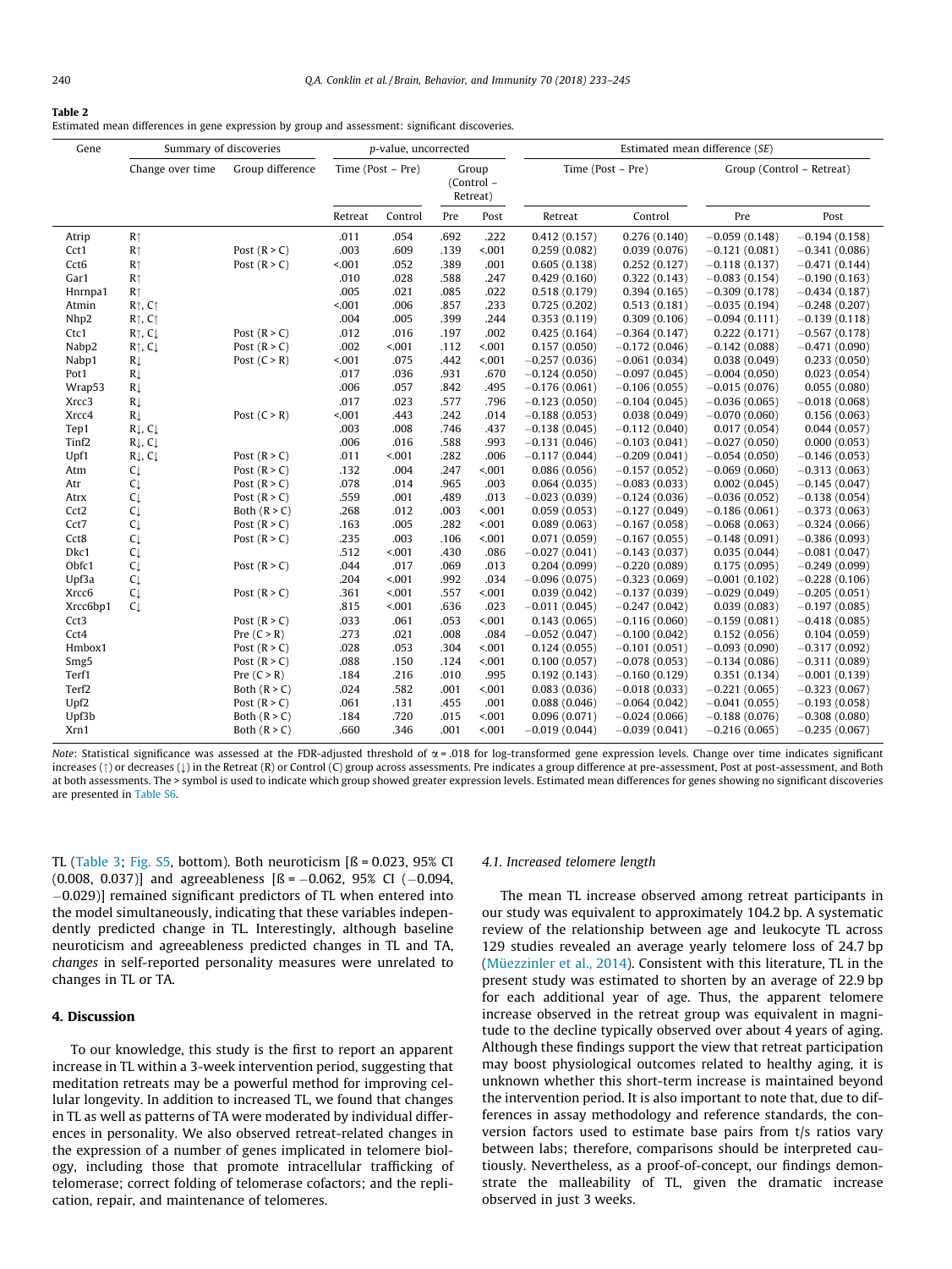**Table 2**
Estimated mean differences in gene expression by group and assessment: significant discoveries.

| Gene | Summary of discoveries | | p-value, uncorrected | | | | Estimated mean difference (SE) | | | |
|---|---|---|---|---|---|---|---|---|---|---|
| | Change over time | Group difference | Time (Post – Pre) | | Group (Control – Retreat) | | Time (Post – Pre) | | Group (Control – Retreat) | |
| | | | Retreat | Control | Pre | Post | Retreat | Control | Pre | Post |
| Atrip | R↑ | | .011 | .054 | .692 | .222 | 0.412 (0.157) | 0.276 (0.140) | −0.059 (0.148) | −0.194 (0.158) |
| Cct1 | R↑ | Post (R > C) | .003 | .609 | .139 | <.001 | 0.259 (0.082) | 0.039 (0.076) | −0.121 (0.081) | −0.341 (0.086) |
| Cct6 | R↑ | Post (R > C) | <.001 | .052 | .389 | .001 | 0.605 (0.138) | 0.252 (0.127) | −0.118 (0.137) | −0.471 (0.144) |
| Gar1 | R↑ | | .010 | .028 | .588 | .247 | 0.429 (0.160) | 0.322 (0.143) | −0.083 (0.154) | −0.190 (0.163) |
| Hnrnpa1 | R↑ | | .005 | .021 | .085 | .022 | 0.518 (0.179) | 0.394 (0.165) | −0.309 (0.178) | −0.434 (0.187) |
| Atmin | R↑, C↑ | | <.001 | .006 | .857 | .233 | 0.725 (0.202) | 0.513 (0.181) | −0.035 (0.194) | −0.248 (0.207) |
| Nhp2 | R↑, C↑ | | .004 | .005 | .399 | .244 | 0.353 (0.119) | 0.309 (0.106) | −0.094 (0.111) | −0.139 (0.118) |
| Ctc1 | R↑, C↓ | Post (R > C) | .012 | .016 | .197 | .002 | 0.425 (0.164) | −0.364 (0.147) | 0.222 (0.171) | −0.567 (0.178) |
| Nabp2 | R↑, C↓ | Post (R > C) | .002 | <.001 | .112 | <.001 | 0.157 (0.050) | −0.172 (0.046) | −0.142 (0.088) | −0.471 (0.090) |
| Nabp1 | R↓ | Post (C > R) | <.001 | .075 | .442 | <.001 | −0.257 (0.036) | −0.061 (0.034) | 0.038 (0.049) | 0.233 (0.050) |
| Pot1 | R↓ | | .017 | .036 | .931 | .670 | −0.124 (0.050) | −0.097 (0.045) | −0.004 (0.050) | 0.023 (0.054) |
| Wrap53 | R↓ | | .006 | .057 | .842 | .495 | −0.176 (0.061) | −0.106 (0.055) | −0.015 (0.076) | 0.055 (0.080) |
| Xrcc3 | R↓ | | .017 | .023 | .577 | .796 | −0.123 (0.050) | −0.104 (0.045) | −0.036 (0.065) | −0.018 (0.068) |
| Xrcc4 | R↓ | Post (C > R) | <.001 | .443 | .242 | .014 | −0.188 (0.053) | 0.038 (0.049) | −0.070 (0.060) | 0.156 (0.063) |
| Tep1 | R↓, C↓ | | .003 | .008 | .746 | .437 | −0.138 (0.045) | −0.112 (0.040) | 0.017 (0.054) | 0.044 (0.057) |
| Tinf2 | R↓, C↓ | | .006 | .016 | .588 | .993 | −0.131 (0.046) | −0.103 (0.041) | −0.027 (0.050) | 0.000 (0.053) |
| Upf1 | R↓, C↓ | Post (R > C) | .011 | <.001 | .282 | .006 | −0.117 (0.044) | −0.209 (0.041) | −0.054 (0.050) | −0.146 (0.053) |
| Atm | C↓ | Post (R > C) | .132 | .004 | .247 | <.001 | 0.086 (0.056) | −0.157 (0.052) | −0.069 (0.060) | −0.313 (0.063) |
| Atr | C↓ | Post (R > C) | .078 | .014 | .965 | .003 | 0.064 (0.035) | −0.083 (0.033) | 0.002 (0.045) | −0.145 (0.047) |
| Atrx | C↓ | Post (R > C) | .559 | .001 | .489 | .013 | −0.023 (0.039) | −0.124 (0.036) | −0.036 (0.052) | −0.138 (0.054) |
| Cct2 | C↓ | Both (R > C) | .268 | .012 | .003 | <.001 | 0.059 (0.053) | −0.127 (0.049) | −0.186 (0.061) | −0.373 (0.063) |
| Cct7 | C↓ | Post (R > C) | .163 | .005 | .282 | <.001 | 0.089 (0.063) | −0.167 (0.058) | −0.068 (0.063) | −0.324 (0.066) |
| Cct8 | C↓ | Post (R > C) | .235 | .003 | .106 | <.001 | 0.071 (0.059) | −0.167 (0.055) | −0.148 (0.091) | −0.386 (0.093) |
| Dkc1 | C↓ | | .512 | <.001 | .430 | .086 | −0.027 (0.041) | −0.143 (0.037) | 0.035 (0.044) | −0.081 (0.047) |
| Obfc1 | C↓ | Post (R > C) | .044 | .017 | .069 | .013 | 0.204 (0.099) | −0.220 (0.089) | 0.175 (0.095) | −0.249 (0.099) |
| Upf3a | C↓ | | .204 | <.001 | .992 | .034 | −0.096 (0.075) | −0.323 (0.069) | −0.001 (0.102) | −0.228 (0.106) |
| Xrcc6 | C↓ | Post (R > C) | .361 | <.001 | .557 | <.001 | 0.039 (0.042) | −0.137 (0.039) | −0.029 (0.049) | −0.205 (0.051) |
| Xrcc6bp1 | C↓ | | .815 | <.001 | .636 | .023 | −0.011 (0.045) | −0.247 (0.042) | 0.039 (0.083) | −0.197 (0.085) |
| Cct3 | | Post (R > C) | .033 | .061 | .053 | <.001 | 0.143 (0.065) | −0.116 (0.060) | −0.159 (0.081) | −0.418 (0.085) |
| Cct4 | | Pre (C > R) | .273 | .021 | .008 | .084 | −0.052 (0.047) | −0.100 (0.042) | 0.152 (0.056) | 0.104 (0.059) |
| Hmbox1 | | Post (R > C) | .028 | .053 | .304 | <.001 | 0.124 (0.055) | −0.101 (0.051) | −0.093 (0.090) | −0.317 (0.092) |
| Smg5 | | Post (R > C) | .088 | .150 | .124 | <.001 | 0.100 (0.057) | −0.078 (0.053) | −0.134 (0.086) | −0.311 (0.089) |
| Terf1 | | Pre (C > R) | .184 | .216 | .010 | .995 | 0.192 (0.143) | −0.160 (0.129) | 0.351 (0.134) | −0.001 (0.139) |
| Terf2 | | Both (R > C) | .024 | .582 | .001 | <.001 | 0.083 (0.036) | −0.018 (0.033) | −0.221 (0.065) | −0.323 (0.067) |
| Upf2 | | Post (R > C) | .061 | .131 | .455 | .001 | 0.088 (0.046) | −0.064 (0.042) | −0.041 (0.055) | −0.193 (0.058) |
| Upf3b | | Both (R > C) | .184 | .720 | .015 | <.001 | 0.096 (0.071) | −0.024 (0.066) | −0.188 (0.076) | −0.308 (0.080) |
| Xrn1 | | Both (R > C) | .660 | .346 | .001 | <.001 | −0.019 (0.044) | −0.039 (0.041) | −0.216 (0.065) | −0.235 (0.067) |

*Note*: Statistical significance was assessed at the FDR-adjusted threshold of α = .018 for log-transformed gene expression levels. Change over time indicates significant increases (↑) or decreases (↓) in the Retreat (R) or Control (C) group across assessments. Pre indicates a group difference at pre-assessment, Post at post-assessment, and Both at both assessments. The > symbol is used to indicate which group showed greater expression levels. Estimated mean differences for genes showing no significant discoveries are presented in Table S6.

TL (Table 3; Fig. S5, bottom). Both neuroticism [ß = 0.023, 95% CI (0.008, 0.037)] and agreeableness [ß = −0.062, 95% CI (−0.094, −0.029)] remained significant predictors of TL when entered into the model simultaneously, indicating that these variables independently predicted change in TL. Interestingly, although baseline neuroticism and agreeableness predicted changes in TL and TA, *changes* in self-reported personality measures were unrelated to changes in TL or TA.

## 4. Discussion

To our knowledge, this study is the first to report an apparent increase in TL within a 3-week intervention period, suggesting that meditation retreats may be a powerful method for improving cellular longevity. In addition to increased TL, we found that changes in TL as well as patterns of TA were moderated by individual differences in personality. We also observed retreat-related changes in the expression of a number of genes implicated in telomere biology, including those that promote intracellular trafficking of telomerase; correct folding of telomerase cofactors; and the replication, repair, and maintenance of telomeres.

### 4.1. Increased telomere length

The mean TL increase observed among retreat participants in our study was equivalent to approximately 104.2 bp. A systematic review of the relationship between age and leukocyte TL across 129 studies revealed an average yearly telomere loss of 24.7 bp (Müezzinler et al., 2014). Consistent with this literature, TL in the present study was estimated to shorten by an average of 22.9 bp for each additional year of age. Thus, the apparent telomere increase observed in the retreat group was equivalent in magnitude to the decline typically observed over about 4 years of aging. Although these findings support the view that retreat participation may boost physiological outcomes related to healthy aging, it is unknown whether this short-term increase is maintained beyond the intervention period. It is also important to note that, due to differences in assay methodology and reference standards, the conversion factors used to estimate base pairs from t/s ratios vary between labs; therefore, comparisons should be interpreted cautiously. Nevertheless, as a proof-of-concept, our findings demonstrate the malleability of TL, given the dramatic increase observed in just 3 weeks.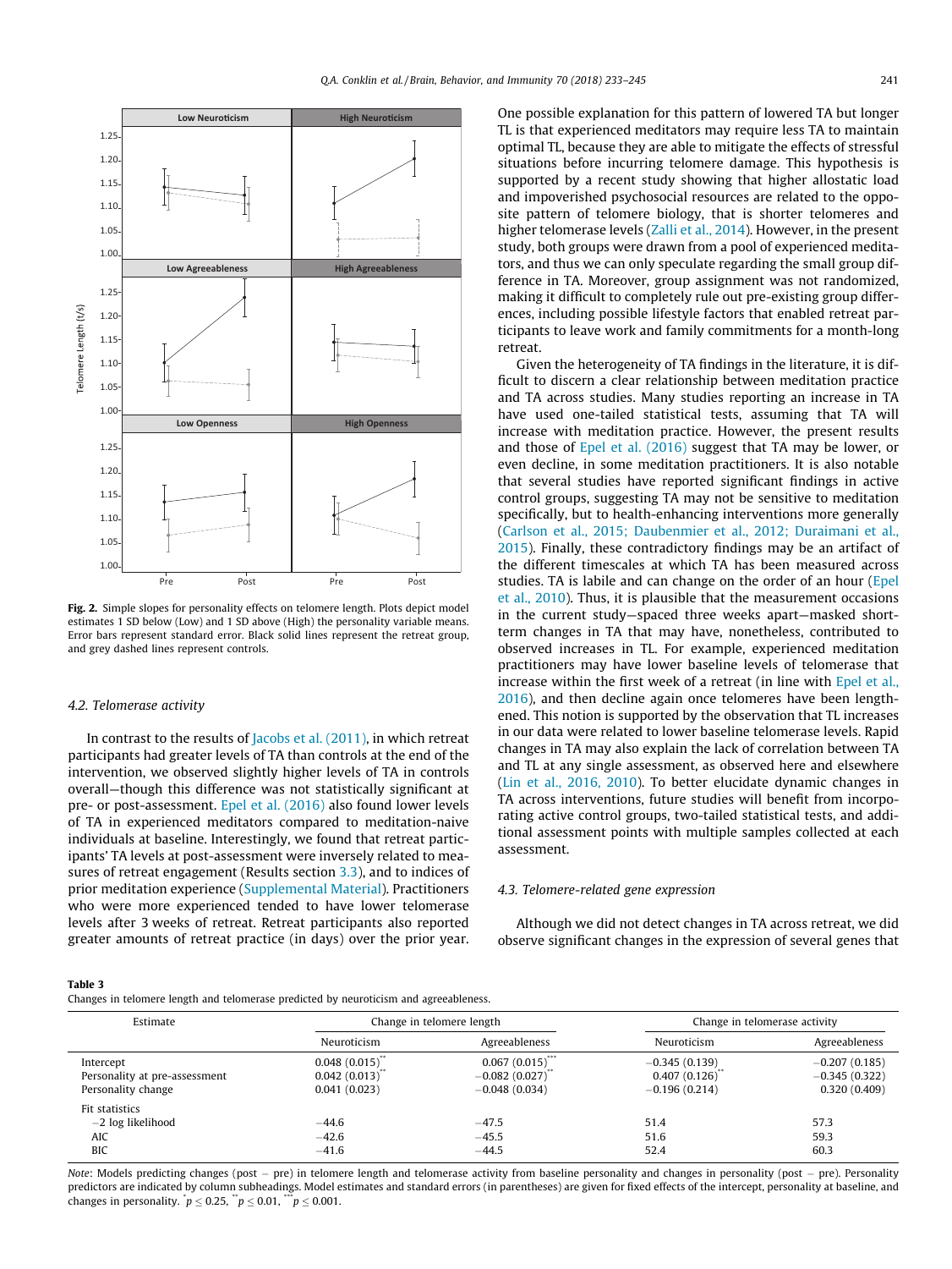**Fig. 2.** Simple slopes for personality effects on telomere length. Plots depict model estimates 1 SD below (Low) and 1 SD above (High) the personality variable means. Error bars represent standard error. Black solid lines represent the retreat group, and grey dashed lines represent controls.

### 4.2. Telomerase activity

In contrast to the results of Jacobs et al. (2011), in which retreat participants had greater levels of TA than controls at the end of the intervention, we observed slightly higher levels of TA in controls overall—though this difference was not statistically significant at pre- or post-assessment. Epel et al. (2016) also found lower levels of TA in experienced meditators compared to meditation-naive individuals at baseline. Interestingly, we found that retreat participants' TA levels at post-assessment were inversely related to measures of retreat engagement (Results section 3.3), and to indices of prior meditation experience (Supplemental Material). Practitioners who were more experienced tended to have lower telomerase levels after 3 weeks of retreat. Retreat participants also reported greater amounts of retreat practice (in days) over the prior year. One possible explanation for this pattern of lowered TA but longer TL is that experienced meditators may require less TA to maintain optimal TL, because they are able to mitigate the effects of stressful situations before incurring telomere damage. This hypothesis is supported by a recent study showing that higher allostatic load and impoverished psychosocial resources are related to the opposite pattern of telomere biology, that is shorter telomeres and higher telomerase levels (Zalli et al., 2014). However, in the present study, both groups were drawn from a pool of experienced meditators, and thus we can only speculate regarding the small group difference in TA. Moreover, group assignment was not randomized, making it difficult to completely rule out pre-existing group differences, including possible lifestyle factors that enabled retreat participants to leave work and family commitments for a month-long retreat.

Given the heterogeneity of TA findings in the literature, it is difficult to discern a clear relationship between meditation practice and TA across studies. Many studies reporting an increase in TA have used one-tailed statistical tests, assuming that TA will increase with meditation practice. However, the present results and those of Epel et al. (2016) suggest that TA may be lower, or even decline, in some meditation practitioners. It is also notable that several studies have reported significant findings in active control groups, suggesting TA may not be sensitive to meditation specifically, but to health-enhancing interventions more generally (Carlson et al., 2015; Daubenmier et al., 2012; Duraimani et al., 2015). Finally, these contradictory findings may be an artifact of the different timescales at which TA has been measured across studies. TA is labile and can change on the order of an hour (Epel et al., 2010). Thus, it is plausible that the measurement occasions in the current study—spaced three weeks apart—masked short-term changes in TA that may have, nonetheless, contributed to observed increases in TL. For example, experienced meditation practitioners may have lower baseline levels of telomerase that increase within the first week of a retreat (in line with Epel et al., 2016), and then decline again once telomeres have been lengthened. This notion is supported by the observation that TL increases in our data were related to lower baseline telomerase levels. Rapid changes in TA may also explain the lack of correlation between TA and TL at any single assessment, as observed here and elsewhere (Lin et al., 2016, 2010). To better elucidate dynamic changes in TA across interventions, future studies will benefit from incorporating active control groups, two-tailed statistical tests, and additional assessment points with multiple samples collected at each assessment.

### 4.3. Telomere-related gene expression

Although we did not detect changes in TA across retreat, we did observe significant changes in the expression of several genes that

**Table 3**
Changes in telomere length and telomerase predicted by neuroticism and agreeableness.

| Estimate | Change in telomere length | | Change in telomerase activity | |
|---|---|---|---|---|
| | Neuroticism | Agreeableness | Neuroticism | Agreeableness |
| Intercept | 0.048 (0.015)** | 0.067 (0.015)*** | −0.345 (0.139)* | −0.207 (0.185) |
| Personality at pre-assessment | 0.042 (0.013)** | −0.082 (0.027)** | 0.407 (0.126)** | −0.345 (0.322) |
| Personality change | 0.041 (0.023) | −0.048 (0.034) | −0.196 (0.214) | 0.320 (0.409) |
| Fit statistics | | | | |
| −2 log likelihood | −44.6 | −47.5 | 51.4 | 57.3 |
| AIC | −42.6 | −45.5 | 51.6 | 59.3 |
| BIC | −41.6 | −44.5 | 52.4 | 60.3 |

*Note*: Models predicting changes (post − pre) in telomere length and telomerase activity from baseline personality and changes in personality (post − pre). Personality predictors are indicated by column subheadings. Model estimates and standard errors (in parentheses) are given for fixed effects of the intercept, personality at baseline, and changes in personality. * $p \le 0.25$, ** $p \le 0.01$, *** $p \le 0.001$.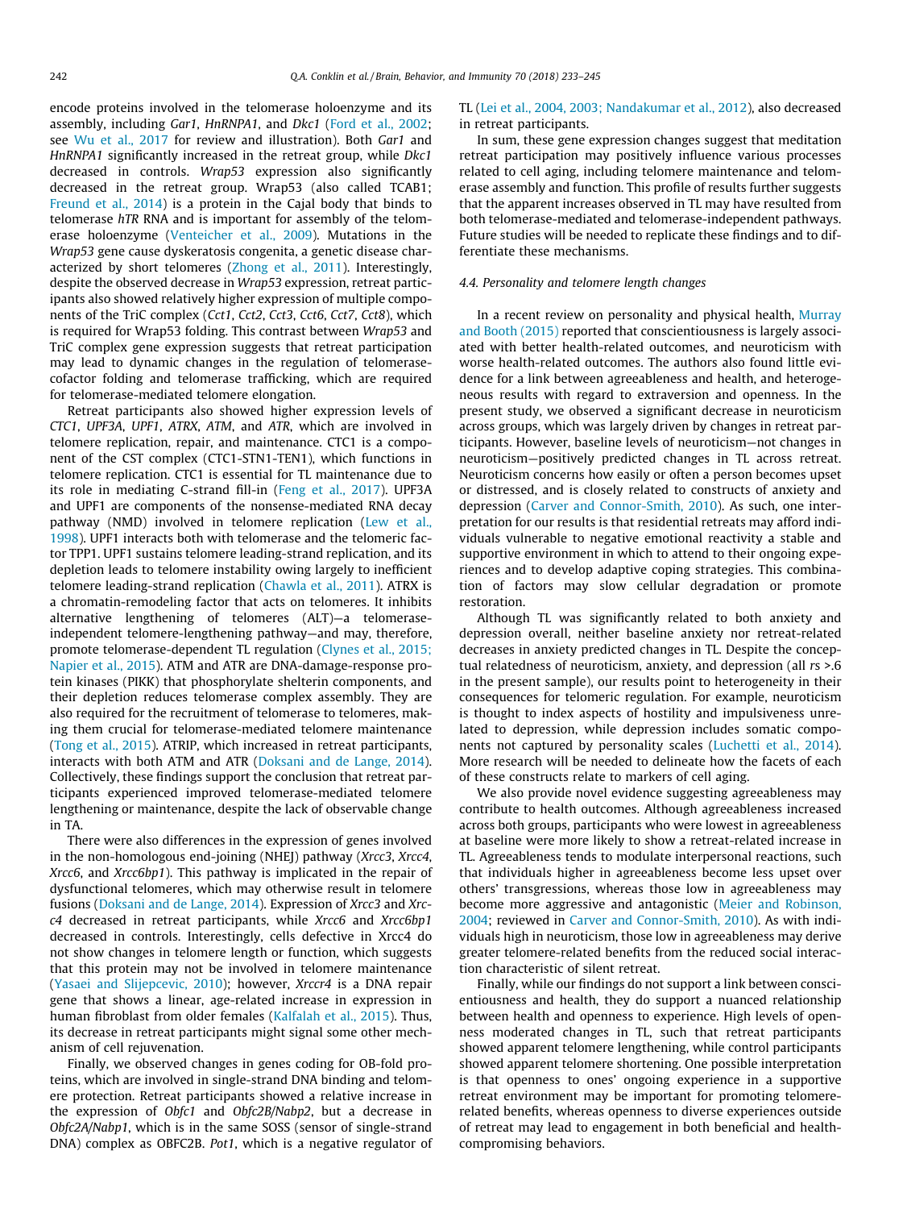encode proteins involved in the telomerase holoenzyme and its assembly, including *Gar1*, *HnRNPA1*, and *Dkc1* (Ford et al., 2002; see Wu et al., 2017 for review and illustration). Both *Gar1* and *HnRNPA1* significantly increased in the retreat group, while *Dkc1* decreased in controls. *Wrap53* expression also significantly decreased in the retreat group. Wrap53 (also called TCAB1; Freund et al., 2014) is a protein in the Cajal body that binds to telomerase *hTR* RNA and is important for assembly of the telomerase holoenzyme (Venteicher et al., 2009). Mutations in the *Wrap53* gene cause dyskeratosis congenita, a genetic disease characterized by short telomeres (Zhong et al., 2011). Interestingly, despite the observed decrease in *Wrap53* expression, retreat participants also showed relatively higher expression of multiple components of the TriC complex (*Cct1*, *Cct2*, *Cct3*, *Cct6*, *Cct7*, *Cct8*), which is required for Wrap53 folding. This contrast between *Wrap53* and TriC complex gene expression suggests that retreat participation may lead to dynamic changes in the regulation of telomerase-cofactor folding and telomerase trafficking, which are required for telomerase-mediated telomere elongation.

Retreat participants also showed higher expression levels of *CTC1*, *UPF3A*, *UPF1*, *ATRX*, *ATM*, and *ATR*, which are involved in telomere replication, repair, and maintenance. CTC1 is a component of the CST complex (CTC1-STN1-TEN1), which functions in telomere replication. CTC1 is essential for TL maintenance due to its role in mediating C-strand fill-in (Feng et al., 2017). UPF3A and UPF1 are components of the nonsense-mediated RNA decay pathway (NMD) involved in telomere replication (Lew et al., 1998). UPF1 interacts both with telomerase and the telomeric factor TPP1. UPF1 sustains telomere leading-strand replication, and its depletion leads to telomere instability owing largely to inefficient telomere leading-strand replication (Chawla et al., 2011). ATRX is a chromatin-remodeling factor that acts on telomeres. It inhibits alternative lengthening of telomeres (ALT)—a telomerase-independent telomere-lengthening pathway—and may, therefore, promote telomerase-dependent TL regulation (Clynes et al., 2015; Napier et al., 2015). ATM and ATR are DNA-damage-response protein kinases (PIKK) that phosphorylate shelterin components, and their depletion reduces telomerase complex assembly. They are also required for the recruitment of telomerase to telomeres, making them crucial for telomerase-mediated telomere maintenance (Tong et al., 2015). ATRIP, which increased in retreat participants, interacts with both ATM and ATR (Doksani and de Lange, 2014). Collectively, these findings support the conclusion that retreat participants experienced improved telomerase-mediated telomere lengthening or maintenance, despite the lack of observable change in TA.

There were also differences in the expression of genes involved in the non-homologous end-joining (NHEJ) pathway (*Xrcc3*, *Xrcc4*, *Xrcc6*, and *Xrcc6bp1*). This pathway is implicated in the repair of dysfunctional telomeres, which may otherwise result in telomere fusions (Doksani and de Lange, 2014). Expression of *Xrcc3* and *Xrcc4* decreased in retreat participants, while *Xrcc6* and *Xrcc6bp1* decreased in controls. Interestingly, cells defective in Xrcc4 do not show changes in telomere length or function, which suggests that this protein may not be involved in telomere maintenance (Yasaei and Slijepcevic, 2010); however, *Xrccr4* is a DNA repair gene that shows a linear, age-related increase in expression in human fibroblast from older females (Kalfalah et al., 2015). Thus, its decrease in retreat participants might signal some other mechanism of cell rejuvenation.

Finally, we observed changes in genes coding for OB-fold proteins, which are involved in single-strand DNA binding and telomere protection. Retreat participants showed a relative increase in the expression of *Obfc1* and *Obfc2B/Nabp2*, but a decrease in *Obfc2A/Nabp1*, which is in the same SOSS (sensor of single-strand DNA) complex as OBFC2B. *Pot1*, which is a negative regulator of TL (Lei et al., 2004, 2003; Nandakumar et al., 2012), also decreased in retreat participants.

In sum, these gene expression changes suggest that meditation retreat participation may positively influence various processes related to cell aging, including telomere maintenance and telomerase assembly and function. This profile of results further suggests that the apparent increases observed in TL may have resulted from both telomerase-mediated and telomerase-independent pathways. Future studies will be needed to replicate these findings and to differentiate these mechanisms.

### 4.4. Personality and telomere length changes

In a recent review on personality and physical health, Murray and Booth (2015) reported that conscientiousness is largely associated with better health-related outcomes, and neuroticism with worse health-related outcomes. The authors also found little evidence for a link between agreeableness and health, and heterogeneous results with regard to extraversion and openness. In the present study, we observed a significant decrease in neuroticism across groups, which was largely driven by changes in retreat participants. However, baseline levels of neuroticism—not changes in neuroticism—positively predicted changes in TL across retreat. Neuroticism concerns how easily or often a person becomes upset or distressed, and is closely related to constructs of anxiety and depression (Carver and Connor-Smith, 2010). As such, one interpretation for our results is that residential retreats may afford individuals vulnerable to negative emotional reactivity a stable and supportive environment in which to attend to their ongoing experiences and to develop adaptive coping strategies. This combination of factors may slow cellular degradation or promote restoration.

Although TL was significantly related to both anxiety and depression overall, neither baseline anxiety nor retreat-related decreases in anxiety predicted changes in TL. Despite the conceptual relatedness of neuroticism, anxiety, and depression (all *r*s >.6 in the present sample), our results point to heterogeneity in their consequences for telomeric regulation. For example, neuroticism is thought to index aspects of hostility and impulsiveness unrelated to depression, while depression includes somatic components not captured by personality scales (Luchetti et al., 2014). More research will be needed to delineate how the facets of each of these constructs relate to markers of cell aging.

We also provide novel evidence suggesting agreeableness may contribute to health outcomes. Although agreeableness increased across both groups, participants who were lowest in agreeableness at baseline were more likely to show a retreat-related increase in TL. Agreeableness tends to modulate interpersonal reactions, such that individuals higher in agreeableness become less upset over others' transgressions, whereas those low in agreeableness may become more aggressive and antagonistic (Meier and Robinson, 2004; reviewed in Carver and Connor-Smith, 2010). As with individuals high in neuroticism, those low in agreeableness may derive greater telomere-related benefits from the reduced social interaction characteristic of silent retreat.

Finally, while our findings do not support a link between conscientiousness and health, they do support a nuanced relationship between health and openness to experience. High levels of openness moderated changes in TL, such that retreat participants showed apparent telomere lengthening, while control participants showed apparent telomere shortening. One possible interpretation is that openness to ones' ongoing experience in a supportive retreat environment may be important for promoting telomere-related benefits, whereas openness to diverse experiences outside of retreat may lead to engagement in both beneficial and health-compromising behaviors.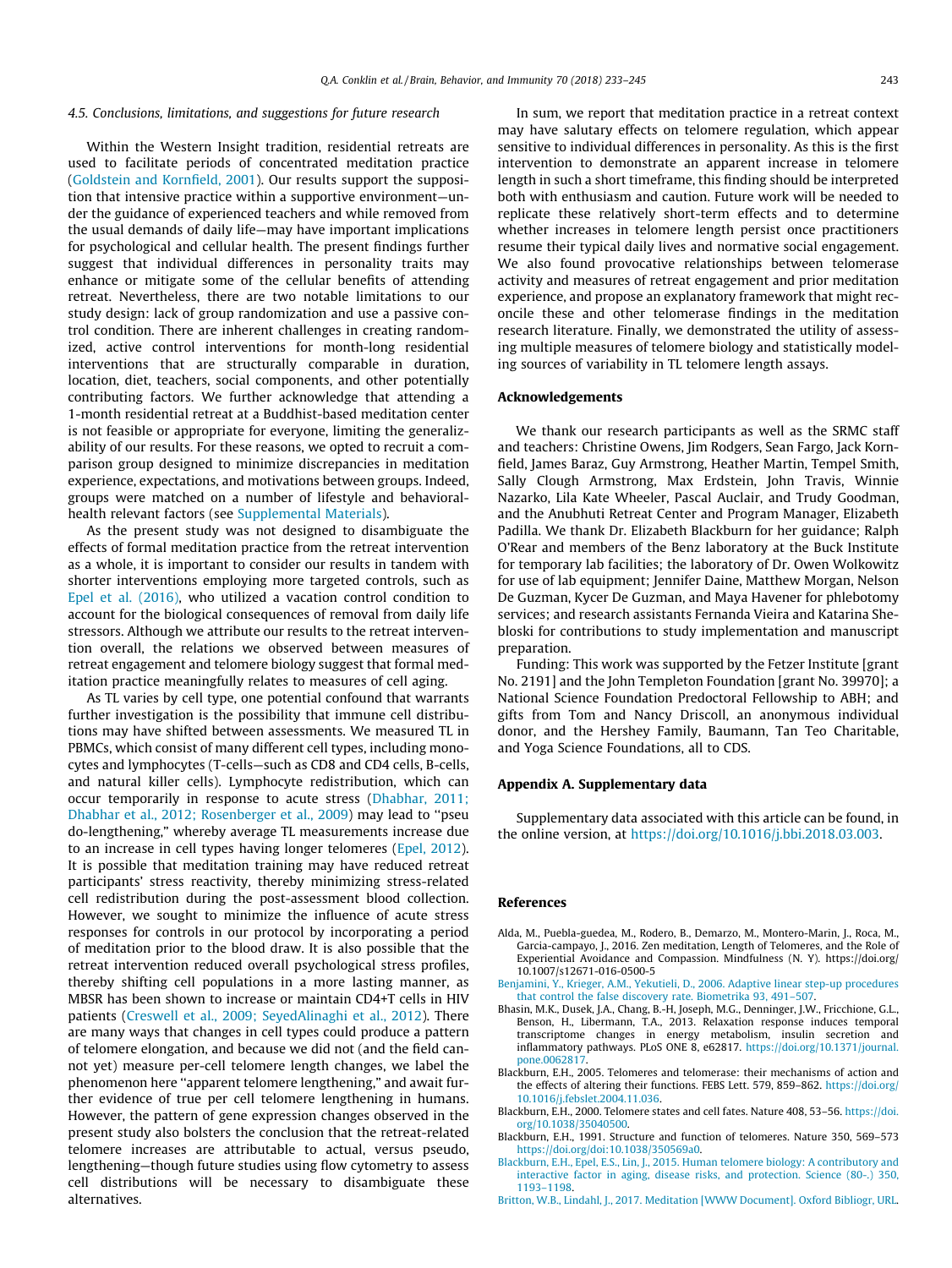### 4.5. Conclusions, limitations, and suggestions for future research

Within the Western Insight tradition, residential retreats are used to facilitate periods of concentrated meditation practice (Goldstein and Kornfield, 2001). Our results support the supposition that intensive practice within a supportive environment—under the guidance of experienced teachers and while removed from the usual demands of daily life—may have important implications for psychological and cellular health. The present findings further suggest that individual differences in personality traits may enhance or mitigate some of the cellular benefits of attending retreat. Nevertheless, there are two notable limitations to our study design: lack of group randomization and use a passive control condition. There are inherent challenges in creating randomized, active control interventions for month-long residential interventions that are structurally comparable in duration, location, diet, teachers, social components, and other potentially contributing factors. We further acknowledge that attending a 1-month residential retreat at a Buddhist-based meditation center is not feasible or appropriate for everyone, limiting the generalizability of our results. For these reasons, we opted to recruit a comparison group designed to minimize discrepancies in meditation experience, expectations, and motivations between groups. Indeed, groups were matched on a number of lifestyle and behavioral-health relevant factors (see Supplemental Materials).

As the present study was not designed to disambiguate the effects of formal meditation practice from the retreat intervention as a whole, it is important to consider our results in tandem with shorter interventions employing more targeted controls, such as Epel et al. (2016), who utilized a vacation control condition to account for the biological consequences of removal from daily life stressors. Although we attribute our results to the retreat intervention overall, the relations we observed between measures of retreat engagement and telomere biology suggest that formal meditation practice meaningfully relates to measures of cell aging.

As TL varies by cell type, one potential confound that warrants further investigation is the possibility that immune cell distributions may have shifted between assessments. We measured TL in PBMCs, which consist of many different cell types, including monocytes and lymphocytes (T-cells—such as CD8 and CD4 cells, B-cells, and natural killer cells). Lymphocyte redistribution, which can occur temporarily in response to acute stress (Dhabhar, 2011; Dhabhar et al., 2012; Rosenberger et al., 2009) may lead to ''pseudo-lengthening,'' whereby average TL measurements increase due to an increase in cell types having longer telomeres (Epel, 2012). It is possible that meditation training may have reduced retreat participants' stress reactivity, thereby minimizing stress-related cell redistribution during the post-assessment blood collection. However, we sought to minimize the influence of acute stress responses for controls in our protocol by incorporating a period of meditation prior to the blood draw. It is also possible that the retreat intervention reduced overall psychological stress profiles, thereby shifting cell populations in a more lasting manner, as MBSR has been shown to increase or maintain CD4+T cells in HIV patients (Creswell et al., 2009; SeyedAlinaghi et al., 2012). There are many ways that changes in cell types could produce a pattern of telomere elongation, and because we did not (and the field cannot yet) measure per-cell telomere length changes, we label the phenomenon here ''apparent telomere lengthening,'' and await further evidence of true per cell telomere lengthening in humans. However, the pattern of gene expression changes observed in the present study also bolsters the conclusion that the retreat-related telomere increases are attributable to actual, versus pseudo, lengthening—though future studies using flow cytometry to assess cell distributions will be necessary to disambiguate these alternatives.

In sum, we report that meditation practice in a retreat context may have salutary effects on telomere regulation, which appear sensitive to individual differences in personality. As this is the first intervention to demonstrate an apparent increase in telomere length in such a short timeframe, this finding should be interpreted both with enthusiasm and caution. Future work will be needed to replicate these relatively short-term effects and to determine whether increases in telomere length persist once practitioners resume their typical daily lives and normative social engagement. We also found provocative relationships between telomerase activity and measures of retreat engagement and prior meditation experience, and propose an explanatory framework that might reconcile these and other telomerase findings in the meditation research literature. Finally, we demonstrated the utility of assessing multiple measures of telomere biology and statistically modeling sources of variability in TL telomere length assays.

## Acknowledgements

We thank our research participants as well as the SRMC staff and teachers: Christine Owens, Jim Rodgers, Sean Fargo, Jack Kornfield, James Baraz, Guy Armstrong, Heather Martin, Tempel Smith, Sally Clough Armstrong, Max Erdstein, John Travis, Winnie Nazarko, Lila Kate Wheeler, Pascal Auclair, and Trudy Goodman, and the Anubhuti Retreat Center and Program Manager, Elizabeth Padilla. We thank Dr. Elizabeth Blackburn for her guidance; Ralph O'Rear and members of the Benz laboratory at the Buck Institute for temporary lab facilities; the laboratory of Dr. Owen Wolkowitz for use of lab equipment; Jennifer Daine, Matthew Morgan, Nelson De Guzman, Kycer De Guzman, and Maya Havener for phlebotomy services; and research assistants Fernanda Vieira and Katarina Shebloski for contributions to study implementation and manuscript preparation.

Funding: This work was supported by the Fetzer Institute [grant No. 2191] and the John Templeton Foundation [grant No. 39970]; a National Science Foundation Predoctoral Fellowship to ABH; and gifts from Tom and Nancy Driscoll, an anonymous individual donor, and the Hershey Family, Baumann, Tan Teo Charitable, and Yoga Science Foundations, all to CDS.

## Appendix A. Supplementary data

Supplementary data associated with this article can be found, in the online version, at https://doi.org/10.1016/j.bbi.2018.03.003.

## References

Alda, M., Puebla-guedea, M., Rodero, B., Demarzo, M., Montero-Marin, J., Roca, M., Garcia-campayo, J., 2016. Zen meditation, Length of Telomeres, and the Role of Experiential Avoidance and Compassion. Mindfulness (N. Y). https://doi.org/10.1007/s12671-016-0500-5

Benjamini, Y., Krieger, A.M., Yekutieli, D., 2006. Adaptive linear step-up procedures that control the false discovery rate. Biometrika 93, 491–507.

Bhasin, M.K., Dusek, J.A., Chang, B.-H, Joseph, M.G., Denninger, J.W., Fricchione, G.L., Benson, H., Libermann, T.A., 2013. Relaxation response induces temporal transcriptome changes in energy metabolism, insulin secretion and inflammatory pathways. PLoS ONE 8, e62817. https://doi.org/10.1371/journal.pone.0062817.

Blackburn, E.H., 2005. Telomeres and telomerase: their mechanisms of action and the effects of altering their functions. FEBS Lett. 579, 859–862. https://doi.org/10.1016/j.febslet.2004.11.036.

Blackburn, E.H., 2000. Telomere states and cell fates. Nature 408, 53–56. https://doi.org/10.1038/35040500.

Blackburn, E.H., 1991. Structure and function of telomeres. Nature 350, 569–573 https://doi.org/doi:10.1038/350569a0.

Blackburn, E.H., Epel, E.S., Lin, J., 2015. Human telomere biology: A contributory and interactive factor in aging, disease risks, and protection. Science (80-.) 350, 1193–1198.

Britton, W.B., Lindahl, J., 2017. Meditation [WWW Document]. Oxford Bibliogr, URL.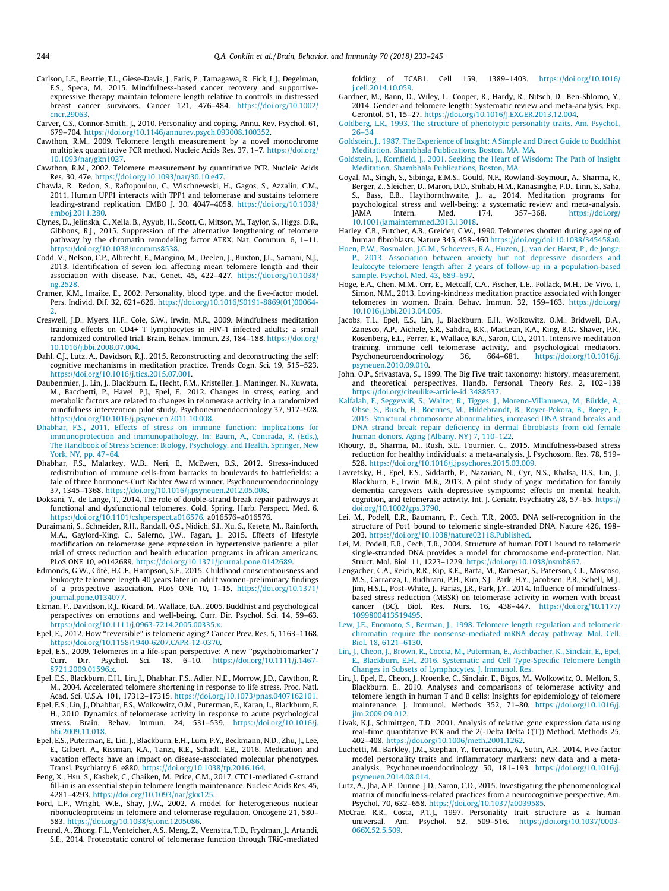Carlson, L.E., Beattie, T.L., Giese-Davis, J., Faris, P., Tamagawa, R., Fick, L.J., Degelman, E.S., Speca, M., 2015. Mindfulness-based cancer recovery and supportive-expressive therapy maintain telomere length relative to controls in distressed breast cancer survivors. Cancer 121, 476–484. https://doi.org/10.1002/cncr.29063.

Carver, C.S., Connor-Smith, J., 2010. Personality and coping. Annu. Rev. Psychol. 61, 679–704. https://doi.org/10.1146/annurev.psych.093008.100352.

Cawthon, R.M., 2009. Telomere length measurement by a novel monochrome multiplex quantitative PCR method. Nucleic Acids Res. 37, 1–7. https://doi.org/10.1093/nar/gkn1027.

Cawthon, R.M., 2002. Telomere measurement by quantitative PCR. Nucleic Acids Res. 30, 47e. https://doi.org/10.1093/nar/30.10.e47.

Chawla, R., Redon, S., Raftopoulou, C., Wischnewski, H., Gagos, S., Azzalin, C.M., 2011. Human UPF1 interacts with TPP1 and telomerase and sustains telomere leading-strand replication. EMBO J. 30, 4047–4058. https://doi.org/10.1038/emboj.2011.280.

Clynes, D., Jelinska, C., Xella, B., Ayyub, H., Scott, C., Mitson, M., Taylor, S., Higgs, D.R., Gibbons, R.J., 2015. Suppression of the alternative lengthening of telomere pathway by the chromatin remodeling factor ATRX. Nat. Commun. 6, 1–11. https://doi.org/10.1038/ncomms8538.

Codd, V., Nelson, C.P., Albrecht, E., Mangino, M., Deelen, J., Buxton, J.L., Samani, N.J., 2013. Identification of seven loci affecting mean telomere length and their association with disease. Nat. Genet. 45, 422–427. https://doi.org/10.1038/ng.2528.

Cramer, K.M., Imaike, E., 2002. Personality, blood type, and the five-factor model. Pers. Individ. Dif. 32, 621–626. https://doi.org/10.1016/S0191-8869(01)00064-2.

Creswell, J.D., Myers, H.F., Cole, S.W., Irwin, M.R., 2009. Mindfulness meditation training effects on CD4+ T lymphocytes in HIV-1 infected adults: a small randomized controlled trial. Brain. Behav. Immun. 23, 184–188. https://doi.org/10.1016/j.bbi.2008.07.004.

Dahl, C.J., Lutz, A., Davidson, R.J., 2015. Reconstructing and deconstructing the self: cognitive mechanisms in meditation practice. Trends Cogn. Sci. 19, 515–523. https://doi.org/10.1016/j.tics.2015.07.001.

Daubenmier, J., Lin, J., Blackburn, E., Hecht, F.M., Kristeller, J., Maninger, N., Kuwata, M., Bacchetti, P., Havel, P.J., Epel, E., 2012. Changes in stress, eating, and metabolic factors are related to changes in telomerase activity in a randomized mindfulness intervention pilot study. Psychoneuroendocrinology 37, 917–928. https://doi.org/10.1016/j.psyneuen.2011.10.008.

Dhabhar, F.S., 2011. Effects of stress on immune function: implications for immunoprotection and immunopathology. In: Baum, A., Contrada, R. (Eds.), The Handbook of Stress Science: Biology, Psychology, and Health. Springer, New York, NY, pp. 47–64.

Dhabhar, F.S., Malarkey, W.B., Neri, E., McEwen, B.S., 2012. Stress-induced redistribution of immune cells-from barracks to boulevards to battlefields: a tale of three hormones-Curt Richter Award winner. Psychoneuroendocrinology 37, 1345–1368. https://doi.org/10.1016/j.psyneuen.2012.05.008.

Doksani, Y., de Lange, T., 2014. The role of double-strand break repair pathways at functional and dysfunctional telomeres. Cold. Spring. Harb. Perspect. Med. 6. https://doi.org/10.1101/cshperspect.a016576. a016576–a016576.

Duraimani, S., Schneider, R.H., Randall, O.S., Nidich, S.I., Xu, S., Ketete, M., Rainforth, M.A., Gaylord-King, C., Salerno, J.W., Fagan, J., 2015. Effects of lifestyle modification on telomerase gene expression in hypertensive patients: a pilot trial of stress reduction and health education programs in african americans. PLoS ONE 10, e0142689. https://doi.org/10.1371/journal.pone.0142689.

Edmonds, G.W., Côté, H.C.F., Hampson, S.E., 2015. Childhood conscientiousness and leukocyte telomere length 40 years later in adult women-preliminary findings of a prospective association. PLoS ONE 10, 1–15. https://doi.org/10.1371/journal.pone.0134077.

Ekman, P., Davidson, R.J., Ricard, M., Wallace, B.A., 2005. Buddhist and psychological perspectives on emotions and well-being. Curr. Dir. Psychol. Sci. 14, 59–63. https://doi.org/10.1111/j.0963-7214.2005.00335.x.

Epel, E., 2012. How "reversible" is telomeric aging? Cancer Prev. Res. 5, 1163–1168. https://doi.org/10.1158/1940-6207.CAPR-12-0370.

Epel, E.S., 2009. Telomeres in a life-span perspective: A new "psychobiomarker"? Curr. Dir. Psychol. Sci. 18, 6–10. https://doi.org/10.1111/j.1467-8721.2009.01596.x.

Epel, E.S., Blackburn, E.H., Lin, J., Dhabhar, F.S., Adler, N.E., Morrow, J.D., Cawthon, R.M., 2004. Accelerated telomere shortening in response to life stress. Proc. Natl. Acad. Sci. U.S.A. 101, 17312–17315. https://doi.org/10.1073/pnas.0407162101.

Epel, E.S., Lin, J., Dhabhar, F.S., Wolkowitz, O.M., Puterman, E., Karan, L., Blackburn, E.H., 2010. Dynamics of telomerase activity in response to acute psychological stress. Brain. Behav. Immun. 24, 531–539. https://doi.org/10.1016/j.bbi.2009.11.018.

Epel, E.S., Puterman, E., Lin, J., Blackburn, E.H., Lum, P.Y., Beckmann, N.D., Zhu, J., Lee, E., Gilbert, A., Rissman, R.A., Tanzi, R.E., Schadt, E.E., 2016. Meditation and vacation effects have an impact on disease-associated molecular phenotypes. Transl. Psychiatry 6, e880. https://doi.org/10.1038/tp.2016.164.

Feng, X., Hsu, S., Kasbek, C., Chaiken, M., Price, C.M., 2017. CTC1-mediated C-strand fill-in is an essential step in telomere length maintenance. Nucleic Acids Res. 45, 4281–4293. https://doi.org/10.1093/nar/gkx125.

Ford, L.P., Wright, W.E., Shay, J.W., 2002. A model for heterogeneous nuclear ribonucleoproteins in telomere and telomerase regulation. Oncogene 21, 580–583. https://doi.org/10.1038/sj.onc.1205086.

Freund, A., Zhong, F.L., Venteicher, A.S., Meng, Z., Veenstra, T.D., Frydman, J., Artandi, S.E., 2014. Proteostatic control of telomerase function through TRiC-mediated folding of TCAB1. Cell 159, 1389–1403. https://doi.org/10.1016/j.cell.2014.10.059.

Gardner, M., Bann, D., Wiley, L., Cooper, R., Hardy, R., Nitsch, D., Ben-Shlomo, Y., 2014. Gender and telomere length: Systematic review and meta-analysis. Exp. Gerontol. 51, 15–27. https://doi.org/10.1016/J.EXGER.2013.12.004.

Goldberg, L.R., 1993. The structure of phenotypic personality traits. Am. Psychol., 26–34

Goldstein, J., 1987. The Experience of Insight: A Simple and Direct Guide to Buddhist Meditation. Shambhala Publications, Boston, MA, MA.

Goldstein, J., Kornfield, J., 2001. Seeking the Heart of Wisdom: The Path of Insight Meditation. Shambhala Publications, Boston, MA.

Goyal, M., Singh, S., Sibinga, E.M.S., Gould, N.F., Rowland-Seymour, A., Sharma, R., Berger, Z., Sleicher, D., Maron, D.D., Shihab, H.M., Ranasinghe, P.D., Linn, S., Saha, S., Bass, E.B., Haythornthwaite, J., a,, 2014. Meditation programs for psychological stress and well-being: a systematic review and meta-analysis. JAMA Intern. Med. 174, 357–368. https://doi.org/10.1001/jamainternmed.2013.13018.

Harley, C.B., Futcher, A.B., Greider, C.W., 1990. Telomeres shorten during ageing of human fibroblasts. Nature 345, 458–460 https://doi.org/doi:10.1038/345458a0.

Hoen, P.W., Rosmalen, J.G.M., Schoevers, R.A., Huzen, J., van der Harst, P., de Jonge, P., 2013. Association between anxiety but not depressive disorders and leukocyte telomere length after 2 years of follow-up in a population-based sample. Psychol. Med. 43, 689–697.

Hoge, E.A., Chen, M.M., Orr, E., Metcalf, C.A., Fischer, L.E., Pollack, M.H., De Vivo, I., Simon, N.M., 2013. Loving-kindness meditation practice associated with longer telomeres in women. Brain. Behav. Immun. 32, 159–163. https://doi.org/10.1016/j.bbi.2013.04.005.

Jacobs, T.L., Epel, E.S., Lin, J., Blackburn, E.H., Wolkowitz, O.M., Bridwell, D.A., Zanesco, A.P., Aichele, S.R., Sahdra, B.K., MacLean, K.A., King, B.G., Shaver, P.R., Rosenberg, E.L., Ferrer, E., Wallace, B.A., Saron, C.D., 2011. Intensive meditation training, immune cell telomerase activity, and psychological mediators. Psychoneuroendocrinology 36, 664–681. https://doi.org/10.1016/j.psyneuen.2010.09.010.

John, O.P., Srivastava, S., 1999. The Big Five trait taxonomy: history, measurement, and theoretical perspectives. Handb. Personal. Theory Res. 2, 102–138 https://doi.org/citeulike-article-id:3488537.

Kalfalah, F., Seggewiß, S., Walter, R., Tigges, J., Moreno-Villanueva, M., Bürkle, A., Ohse, S., Busch, H., Boerries, M., Hildebrandt, B., Royer-Pokora, B., Boege, F., 2015. Structural chromosome abnormalities, increased DNA strand breaks and DNA strand break repair deficiency in dermal fibroblasts from old female human donors. Aging (Albany. NY) 7, 110–122.

Khoury, B., Sharma, M., Rush, S.E., Fournier, C., 2015. Mindfulness-based stress reduction for healthy individuals: a meta-analysis. J. Psychosom. Res. 78, 519–528. https://doi.org/10.1016/j.jpsychores.2015.03.009.

Lavretsky, H., Epel, E.S., Siddarth, P., Nazarian, N., Cyr, N.S., Khalsa, D.S., Lin, J., Blackburn, E., Irwin, M.R., 2013. A pilot study of yogic meditation for family dementia caregivers with depressive symptoms: effects on mental health, cognition, and telomerase activity. Int. J. Geriatr. Psychiatry 28, 57–65. https://doi.org/10.1002/gps.3790.

Lei, M., Podell, E.R., Baumann, P., Cech, T.R., 2003. DNA self-recognition in the structure of Pot1 bound to telomeric single-stranded DNA. Nature 426, 198–203. https://doi.org/10.1038/nature02118.Published.

Lei, M., Podell, E.R., Cech, T.R., 2004. Structure of human POT1 bound to telomeric single-stranded DNA provides a model for chromosome end-protection. Nat. Struct. Mol. Biol. 11, 1223–1229. https://doi.org/10.1038/nsmb867.

Lengacher, C.A., Reich, R.R., Kip, K.E., Barta, M., Ramesar, S., Paterson, C.L., Moscoso, M.S., Carranza, I., Budhrani, P.H., Kim, S.J., Park, H.Y., Jacobsen, P.B., Schell, M.J., Jim, H.S.L., Post-White, J., Farias, J.R., Park, J.Y., 2014. Influence of mindfulness-based stress reduction (MBSR) on telomerase activity in women with breast cancer (BC). Biol. Res. Nurs. 16, 438–447. https://doi.org/10.1177/1099800413519495.

Lew, J.E., Enomoto, S., Berman, J., 1998. Telomere length regulation and telomeric chromatin require the nonsense-mediated mRNA decay pathway. Mol. Cell. Biol. 18, 6121–6130.

Lin, J., Cheon, J., Brown, R., Coccia, M., Puterman, E., Aschbacher, K., Sinclair, E., Epel, E., Blackburn, E.H., 2016. Systematic and Cell Type-Specific Telomere Length Changes in Subsets of Lymphocytes. J. Immunol. Res.

Lin, J., Epel, E., Cheon, J., Kroenke, C., Sinclair, E., Bigos, M., Wolkowitz, O., Mellon, S., Blackburn, E., 2010. Analyses and comparisons of telomerase activity and telomere length in human T and B cells: Insights for epidemiology of telomere maintenance. J. Immunol. Methods 352, 71–80. https://doi.org/10.1016/j.jim.2009.09.012.

Livak, K.J., Schmittgen, T.D., 2001. Analysis of relative gene expression data using real-time quantitative PCR and the 2(-Delta Delta C(T)) Method. Methods 25, 402–408. https://doi.org/10.1006/meth.2001.1262.

Luchetti, M., Barkley, J.M., Stephan, Y., Terracciano, A., Sutin, A.R., 2014. Five-factor model personality traits and inflammatory markers: new data and a meta-analysis. Psychoneuroendocrinology 50, 181–193. https://doi.org/10.1016/j.psyneuen.2014.08.014.

Lutz, A., Jha, A.P., Dunne, J.D., Saron, C.D., 2015. Investigating the phenomenological matrix of mindfulness-related practices from a neurocognitive perspective. Am. Psychol. 70, 632–658. https://doi.org/10.1037/a0039585.

McCrae, R.R., Costa, P.T.J., 1997. Personality trait structure as a human universal. Am. Psychol. 52, 509–516. https://doi.org/10.1037/0003-066X.52.5.509.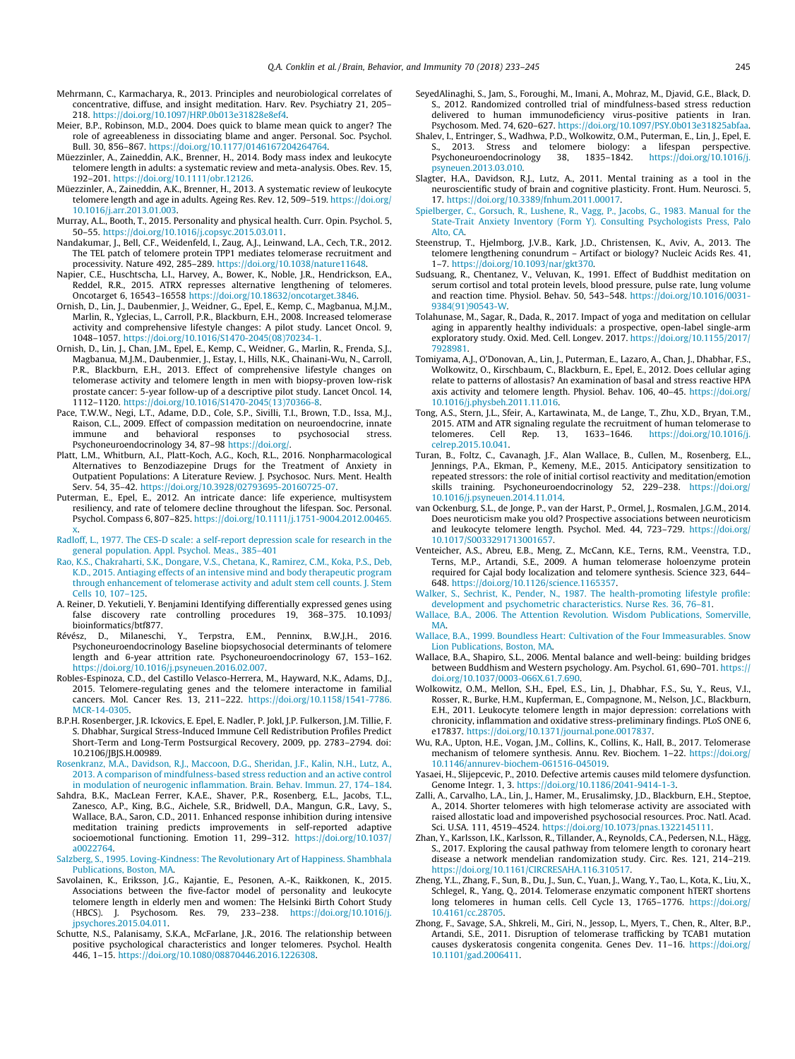Mehrmann, C., Karmacharya, R., 2013. Principles and neurobiological correlates of concentrative, diffuse, and insight meditation. Harv. Rev. Psychiatry 21, 205–218. https://doi.org/10.1097/HRP.0b013e31828e8ef4.

Meier, B.P., Robinson, M.D., 2004. Does quick to blame mean quick to anger? The role of agreeableness in dissociating blame and anger. Personal. Soc. Psychol. Bull. 30, 856–867. https://doi.org/10.1177/0146167204264764.

Müezzinler, A., Zaineddin, A.K., Brenner, H., 2014. Body mass index and leukocyte telomere length in adults: a systematic review and meta-analysis. Obes. Rev. 15, 192–201. https://doi.org/10.1111/obr.12126.

Müezzinler, A., Zaineddin, A.K., Brenner, H., 2013. A systematic review of leukocyte telomere length and age in adults. Ageing Res. Rev. 12, 509–519. https://doi.org/10.1016/j.arr.2013.01.003.

Murray, A.L., Booth, T., 2015. Personality and physical health. Curr. Opin. Psychol. 5, 50–55. https://doi.org/10.1016/j.copsyc.2015.03.011.

Nandakumar, J., Bell, C.F., Weidenfeld, I., Zaug, A.J., Leinwand, L.A., Cech, T.R., 2012. The TEL patch of telomere protein TPP1 mediates telomerase recruitment and processivity. Nature 492, 285–289. https://doi.org/10.1038/nature11648.

Napier, C.E., Huschtscha, L.I., Harvey, A., Bower, K., Noble, J.R., Hendrickson, E.A., Reddel, R.R., 2015. ATRX represses alternative lengthening of telomeres. Oncotarget 6, 16543–16558 https://doi.org/10.18632/oncotarget.3846.

Ornish, D., Lin, J., Daubenmier, J., Weidner, G., Epel, E., Kemp, C., Magbanua, M.J.M., Marlin, R., Yglecias, L., Carroll, P.R., Blackburn, E.H., 2008. Increased telomerase activity and comprehensive lifestyle changes: A pilot study. Lancet Oncol. 9, 1048–1057. https://doi.org/10.1016/S1470-2045(08)70234-1.

Ornish, D., Lin, J., Chan, J.M., Epel, E., Kemp, C., Weidner, G., Marlin, R., Frenda, S.J., Magbanua, M.J.M., Daubenmier, J., Estay, I., Hills, N.K., Chainani-Wu, N., Carroll, P.R., Blackburn, E.H., 2013. Effect of comprehensive lifestyle changes on telomerase activity and telomere length in men with biopsy-proven low-risk prostate cancer: 5-year follow-up of a descriptive pilot study. Lancet Oncol. 14, 1112–1120. https://doi.org/10.1016/S1470-2045(13)70366-8.

Pace, T.W.W., Negi, L.T., Adame, D.D., Cole, S.P., Sivilli, T.I., Brown, T.D., Issa, M.J., Raison, C.L., 2009. Effect of compassion meditation on neuroendocrine, innate immune and behavioral responses to psychosocial stress. Psychoneuroendocrinology 34, 87–98 https://doi.org/.

Platt, L.M., Whitburn, A.I., Platt-Koch, A.G., Koch, R.L., 2016. Nonpharmacological Alternatives to Benzodiazepine Drugs for the Treatment of Anxiety in Outpatient Populations: A Literature Review. J. Psychosoc. Nurs. Ment. Health Serv. 54, 35–42. https://doi.org/10.3928/02793695-20160725-07.

Puterman, E., Epel, E., 2012. An intricate dance: life experience, multisystem resiliency, and rate of telomere decline throughout the lifespan. Soc. Personal. Psychol. Compass 6, 807–825. https://doi.org/10.1111/j.1751-9004.2012.00465.x.

Radloff, L., 1977. The CES-D scale: a self-report depression scale for research in the general population. Appl. Psychol. Meas., 385–401

Rao, K.S., Chakraharti, S.K., Dongare, V.S., Chetana, K., Ramirez, C.M., Koka, P.S., Deb, K.D., 2015. Antiaging effects of an intensive mind and body therapeutic program through enhancement of telomerase activity and adult stem cell counts. J. Stem Cells 10, 107–125.

A. Reiner, D. Yekutieli, Y. Benjamini Identifying differentially expressed genes using false discovery rate controlling procedures 19, 368–375. 10.1093/bioinformatics/btf877.

Révész, D., Milaneschi, Y., Terpstra, E.M., Penninx, B.W.J.H., 2016. Psychoneuroendocrinology Baseline biopsychosocial determinants of telomere length and 6-year attrition rate. Psychoneuroendocrinology 67, 153–162. https://doi.org/10.1016/j.psyneuen.2016.02.007.

Robles-Espinoza, C.D., del Castillo Velasco-Herrera, M., Hayward, N.K., Adams, D.J., 2015. Telomere-regulating genes and the telomere interactome in familial cancers. Mol. Cancer Res. 13, 211–222. https://doi.org/10.1158/1541-7786.MCR-14-0305.

B.P.H. Rosenberger, J.R. Ickovics, E. Epel, E. Nadler, P. Jokl, J.P. Fulkerson, J.M. Tillie, F. S. Dhabhar, Surgical Stress-Induced Immune Cell Redistribution Profiles Predict Short-Term and Long-Term Postsurgical Recovery, 2009, pp. 2783–2794. doi: 10.2106/JBJS.H.00989.

Rosenkranz, M.A., Davidson, R.J., Maccoon, D.G., Sheridan, J.F., Kalin, N.H., Lutz, A., 2013. A comparison of mindfulness-based stress reduction and an active control in modulation of neurogenic inflammation. Brain. Behav. Immun. 27, 174–184.

Sahdra, B.K., MacLean Ferrer, K.A.E., Shaver, P.R., Rosenberg, E.L., Jacobs, T.L., Zanesco, A.P., King, B.G., Aichele, S.R., Bridwell, D.A., Mangun, G.R., Lavy, S., Wallace, B.A., Saron, C.D., 2011. Enhanced response inhibition during intensive meditation training predicts improvements in self-reported adaptive socioemotional functioning. Emotion 11, 299–312. https://doi.org/10.1037/a0022764.

Salzberg, S., 1995. Loving-Kindness: The Revolutionary Art of Happiness. Shambhala Publications, Boston, MA.

Savolainen, K., Eriksson, J.G., Kajantie, E., Pesonen, A.-K., Raikkonen, K., 2015. Associations between the five-factor model of personality and leukocyte telomere length in elderly men and women: The Helsinki Birth Cohort Study (HBCS). J. Psychosom. Res. 79, 233–238. https://doi.org/10.1016/j.jpsychores.2015.04.011.

Schutte, N.S., Palanisamy, S.K.A., McFarlane, J.R., 2016. The relationship between positive psychological characteristics and longer telomeres. Psychol. Health 446, 1–15. https://doi.org/10.1080/08870446.2016.1226308.

SeyedAlinaghi, S., Jam, S., Foroughi, M., Imani, A., Mohraz, M., Djavid, G.E., Black, D. S., 2012. Randomized controlled trial of mindfulness-based stress reduction delivered to human immunodeficiency virus-positive patients in Iran. Psychosom. Med. 74, 620–627. https://doi.org/10.1097/PSY.0b013e31825abfaa.

Shalev, I., Entringer, S., Wadhwa, P.D., Wolkowitz, O.M., Puterman, E., Lin, J., Epel, E. S., 2013. Stress and telomere biology: a lifespan perspective. Psychoneuroendocrinology 38, 1835–1842. https://doi.org/10.1016/j.psyneuen.2013.03.010.

Slagter, H.A., Davidson, R.J., Lutz, A., 2011. Mental training as a tool in the neuroscientific study of brain and cognitive plasticity. Front. Hum. Neurosci. 5, 17. https://doi.org/10.3389/fnhum.2011.00017.

Spielberger, C., Gorsuch, R., Lushene, R., Vagg, P., Jacobs, G., 1983. Manual for the State-Trait Anxiety Inventory (Form Y). Consulting Psychologists Press, Palo Alto, CA.

Steenstrup, T., Hjelmborg, J.V.B., Kark, J.D., Christensen, K., Aviv, A., 2013. The telomere lengthening conundrum – Artifact or biology? Nucleic Acids Res. 41, 1–7. https://doi.org/10.1093/nar/gkt370.

Sudsuang, R., Chentanez, V., Veluvan, K., 1991. Effect of Buddhist meditation on serum cortisol and total protein levels, blood pressure, pulse rate, lung volume and reaction time. Physiol. Behav. 50, 543–548. https://doi.org/10.1016/0031-9384(91)90543-W.

Tolahunase, M., Sagar, R., Dada, R., 2017. Impact of yoga and meditation on cellular aging in apparently healthy individuals: a prospective, open-label single-arm exploratory study. Oxid. Med. Cell. Longev. 2017. https://doi.org/10.1155/2017/7928981.

Tomiyama, A.J., O'Donovan, A., Lin, J., Puterman, E., Lazaro, A., Chan, J., Dhabhar, F.S., Wolkowitz, O., Kirschbaum, C., Blackburn, E., Epel, E., 2012. Does cellular aging relate to patterns of allostasis? An examination of basal and stress reactive HPA axis activity and telomere length. Physiol. Behav. 106, 40–45. https://doi.org/10.1016/j.physbeh.2011.11.016.

Tong, A.S., Stern, J.L., Sfeir, A., Kartawinata, M., de Lange, T., Zhu, X.D., Bryan, T.M., 2015. ATM and ATR signaling regulate the recruitment of human telomerase to telomeres. Cell Rep. 13, 1633–1646. https://doi.org/10.1016/j.celrep.2015.10.041.

Turan, B., Foltz, C., Cavanagh, J.F., Alan Wallace, B., Cullen, M., Rosenberg, E.L., Jennings, P.A., Ekman, P., Kemeny, M.E., 2015. Anticipatory sensitization to repeated stressors: the role of initial cortisol reactivity and meditation/emotion skills training. Psychoneuroendocrinology 52, 229–238. https://doi.org/10.1016/j.psyneuen.2014.11.014.

van Ockenburg, S.L., de Jonge, P., van der Harst, P., Ormel, J., Rosmalen, J.G.M., 2014. Does neuroticism make you old? Prospective associations between neuroticism and leukocyte telomere length. Psychol. Med. 44, 723–729. https://doi.org/10.1017/S0033291713001657.

Venteicher, A.S., Abreu, E.B., Meng, Z., McCann, K.E., Terns, R.M., Veenstra, T.D., Terns, M.P., Artandi, S.E., 2009. A human telomerase holoenzyme protein required for Cajal body localization and telomere synthesis. Science 323, 644–648. https://doi.org/10.1126/science.1165357.

Walker, S., Sechrist, K., Pender, N., 1987. The health-promoting lifestyle profile: development and psychometric characteristics. Nurse Res. 36, 76–81.

Wallace, B.A., 2006. The Attention Revolution. Wisdom Publications, Somerville, MA.

Wallace, B.A., 1999. Boundless Heart: Cultivation of the Four Immeasurables. Snow Lion Publications, Boston, MA.

Wallace, B.A., Shapiro, S.L., 2006. Mental balance and well-being: building bridges between Buddhism and Western psychology. Am. Psychol. 61, 690–701. https://doi.org/10.1037/0003-066X.61.7.690.

Wolkowitz, O.M., Mellon, S.H., Epel, E.S., Lin, J., Dhabhar, F.S., Su, Y., Reus, V.I., Rosser, R., Burke, H.M., Kupferman, E., Compagnone, M., Nelson, J.C., Blackburn, E.H., 2011. Leukocyte telomere length in major depression: correlations with chronicity, inflammation and oxidative stress-preliminary findings. PLoS ONE 6, e17837. https://doi.org/10.1371/journal.pone.0017837.

Wu, R.A., Upton, H.E., Vogan, J.M., Collins, K., Collins, K., Hall, B., 2017. Telomerase mechanism of telomere synthesis. Annu. Rev. Biochem. 1–22. https://doi.org/10.1146/annurev-biochem-061516-045019.

Yasaei, H., Slijepcevic, P., 2010. Defective artemis causes mild telomere dysfunction. Genome Integr. 1, 3. https://doi.org/10.1186/2041-9414-1-3.

Zalli, A., Carvalho, L.A., Lin, J., Hamer, M., Erusalimsky, J.D., Blackburn, E.H., Steptoe, A., 2014. Shorter telomeres with high telomerase activity are associated with raised allostatic load and impoverished psychosocial resources. Proc. Natl. Acad. Sci. U.S.A. 111, 4519–4524. https://doi.org/10.1073/pnas.1322145111.

Zhan, Y., Karlsson, I.K., Karlsson, R., Tillander, A., Reynolds, C.A., Pedersen, N.L., Hägg, S., 2017. Exploring the causal pathway from telomere length to coronary heart disease a network mendelian randomization study. Circ. Res. 121, 214–219. https://doi.org/10.1161/CIRCRESAHA.116.310517.

Zheng, Y.L., Zhang, F., Sun, B., Du, J., Sun, C., Yuan, J., Wang, Y., Tao, L., Kota, K., Liu, X., Schlegel, R., Yang, Q., 2014. Telomerase enzymatic component hTERT shortens long telomeres in human cells. Cell Cycle 13, 1765–1776. https://doi.org/10.4161/cc.28705.

Zhong, F., Savage, S.A., Shkreli, M., Giri, N., Jessop, L., Myers, T., Chen, R., Alter, B.P., Artandi, S.E., 2011. Disruption of telomerase trafficking by TCAB1 mutation causes dyskeratosis congenita congenita. Genes Dev. 11–16. https://doi.org/10.1101/gad.2006411.